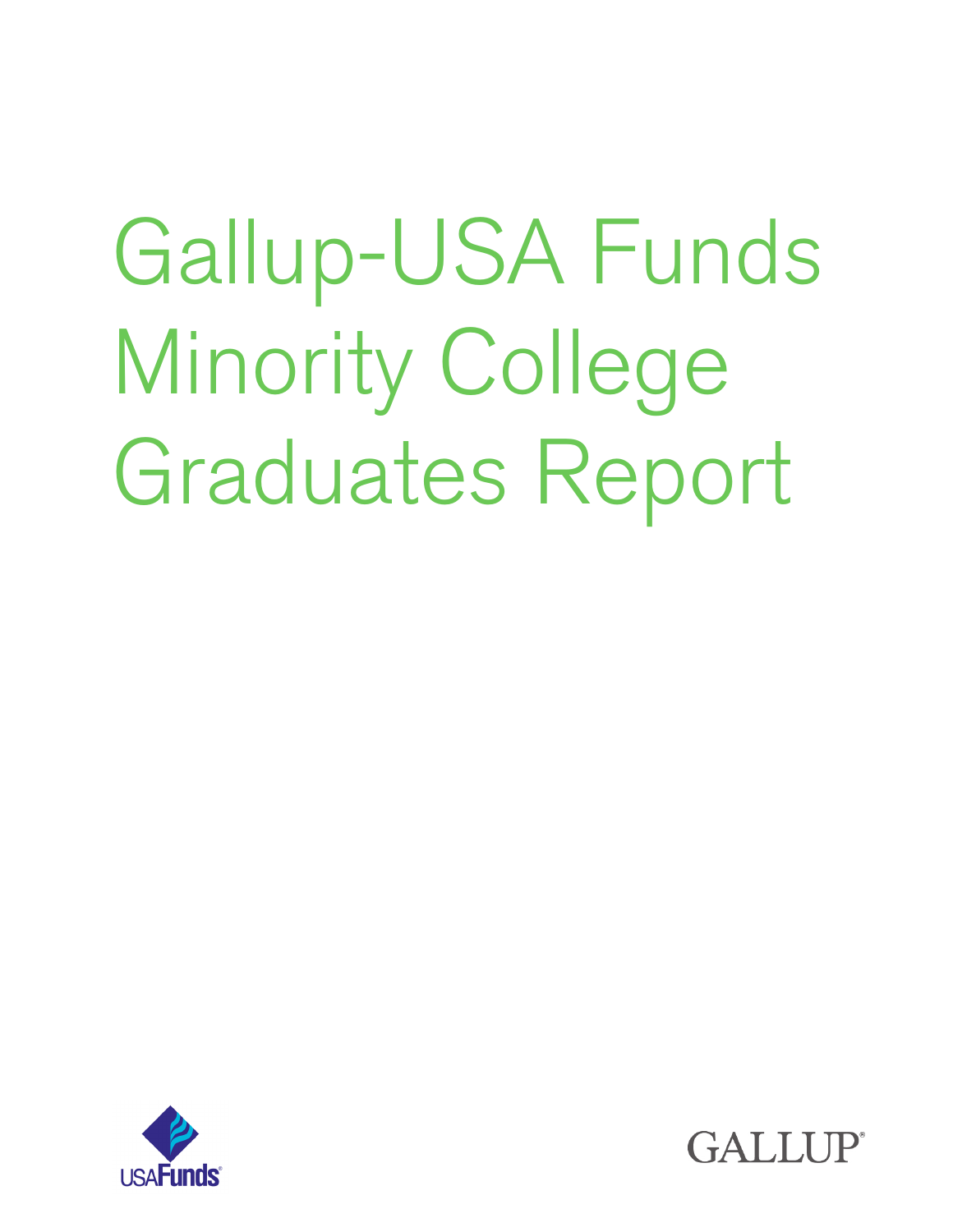# Gallup-USA Funds Minority College Graduates Report

USAFunds

GALLUP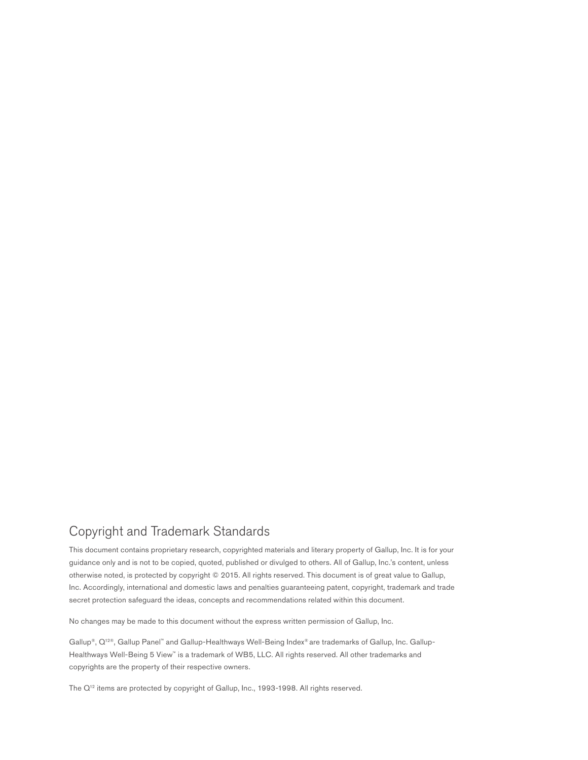## Copyright and Trademark Standards

This document contains proprietary research, copyrighted materials and literary property of Gallup, Inc. It is for your guidance only and is not to be copied, quoted, published or divulged to others. All of Gallup, Inc.'s content, unless otherwise noted, is protected by copyright © 2015. All rights reserved. This document is of great value to Gallup, Inc. Accordingly, international and domestic laws and penalties guaranteeing patent, copyright, trademark and trade secret protection safeguard the ideas, concepts and recommendations related within this document.

No changes may be made to this document without the express written permission of Gallup, Inc.

Gallup®, Q12®, Gallup Panel™ and Gallup-Healthways Well-Being Index® are trademarks of Gallup, Inc. Gallup-Healthways Well-Being 5 View™ is a trademark of WB5, LLC. All rights reserved. All other trademarks and copyrights are the property of their respective owners.

The Q12 items are protected by copyright of Gallup, Inc., 1993-1998. All rights reserved.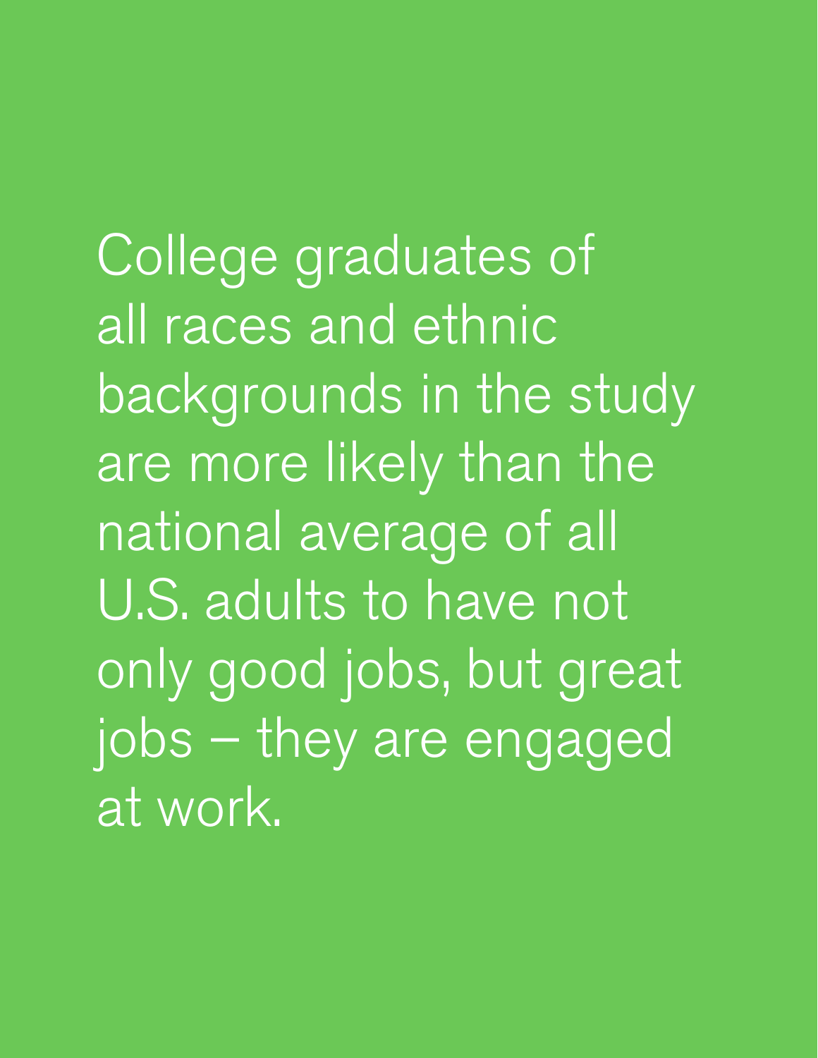College graduates of all races and ethnic backgrounds in the study are more likely than the national average of all U.S. adults to have not only good jobs, but great jobs – they are engaged at work.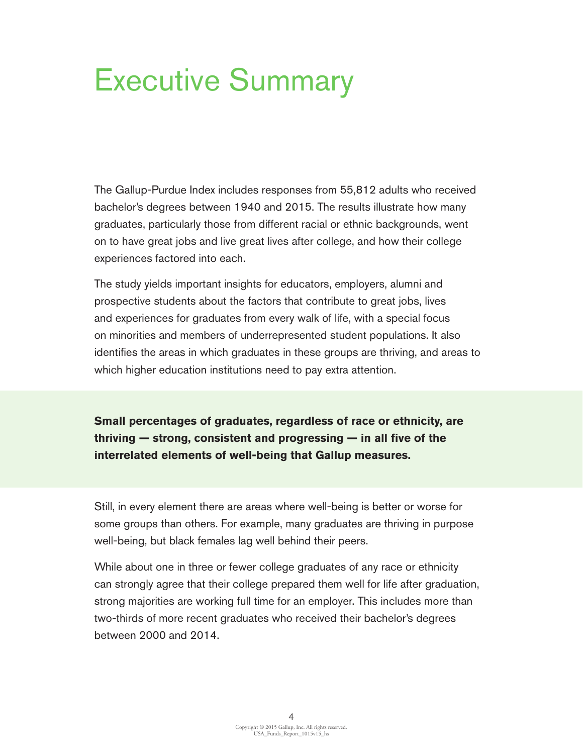# Executive Summary

The Gallup-Purdue Index includes responses from 55,812 adults who received bachelor's degrees between 1940 and 2015. The results illustrate how many graduates, particularly those from different racial or ethnic backgrounds, went on to have great jobs and live great lives after college, and how their college experiences factored into each.

The study yields important insights for educators, employers, alumni and prospective students about the factors that contribute to great jobs, lives and experiences for graduates from every walk of life, with a special focus on minorities and members of underrepresented student populations. It also identifies the areas in which graduates in these groups are thriving, and areas to which higher education institutions need to pay extra attention.

**Small percentages of graduates, regardless of race or ethnicity, are thriving — strong, consistent and progressing — in all five of the interrelated elements of well-being that Gallup measures.**

Still, in every element there are areas where well-being is better or worse for some groups than others. For example, many graduates are thriving in purpose well-being, but black females lag well behind their peers.

While about one in three or fewer college graduates of any race or ethnicity can strongly agree that their college prepared them well for life after graduation, strong majorities are working full time for an employer. This includes more than two-thirds of more recent graduates who received their bachelor's degrees between 2000 and 2014.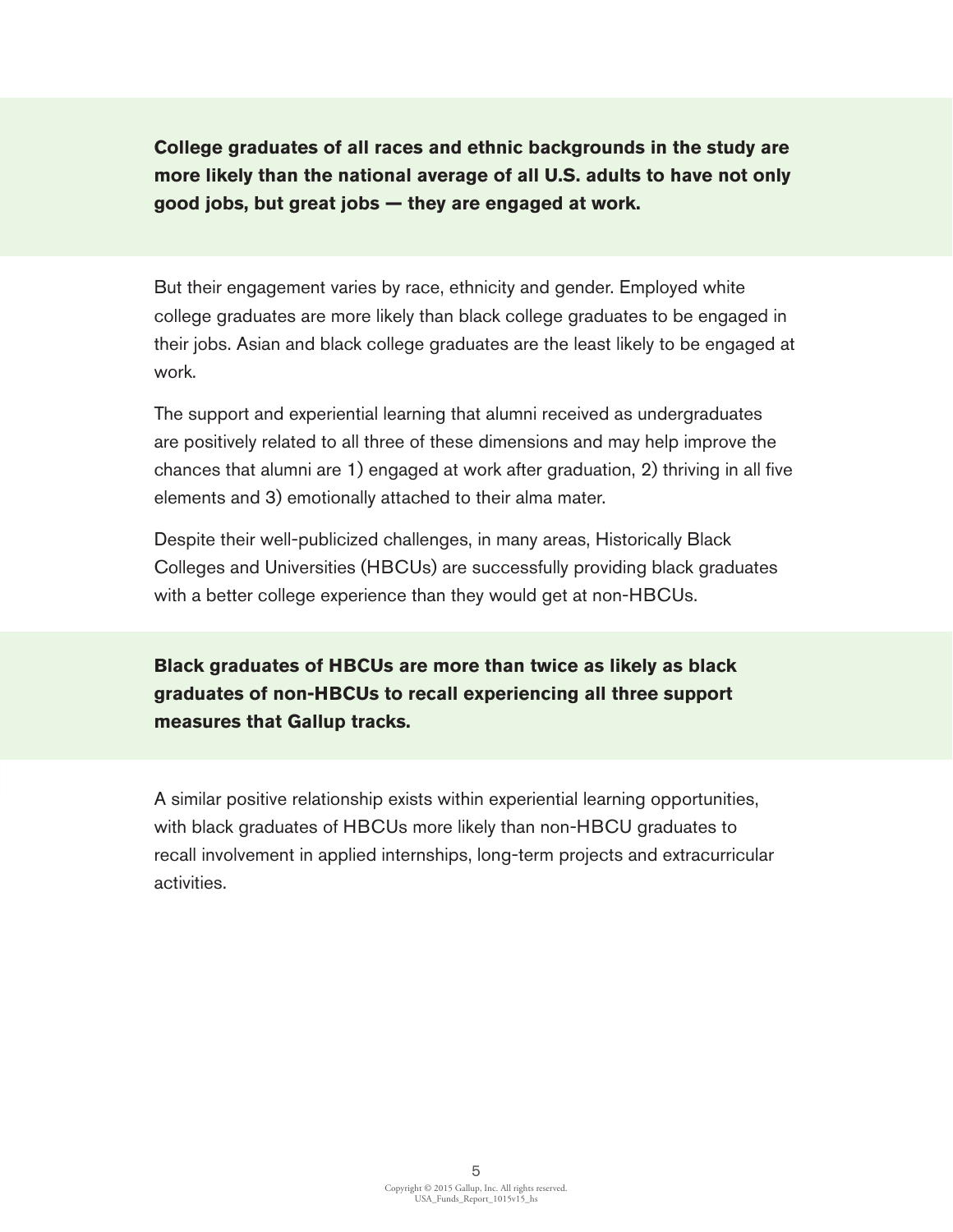**College graduates of all races and ethnic backgrounds in the study are more likely than the national average of all U.S. adults to have not only good jobs, but great jobs — they are engaged at work.**

But their engagement varies by race, ethnicity and gender. Employed white college graduates are more likely than black college graduates to be engaged in their jobs. Asian and black college graduates are the least likely to be engaged at work.

The support and experiential learning that alumni received as undergraduates are positively related to all three of these dimensions and may help improve the chances that alumni are 1) engaged at work after graduation, 2) thriving in all five elements and 3) emotionally attached to their alma mater.

Despite their well-publicized challenges, in many areas, Historically Black Colleges and Universities (HBCUs) are successfully providing black graduates with a better college experience than they would get at non-HBCUs.

**Black graduates of HBCUs are more than twice as likely as black graduates of non-HBCUs to recall experiencing all three support measures that Gallup tracks.**

A similar positive relationship exists within experiential learning opportunities, with black graduates of HBCUs more likely than non-HBCU graduates to recall involvement in applied internships, long-term projects and extracurricular activities.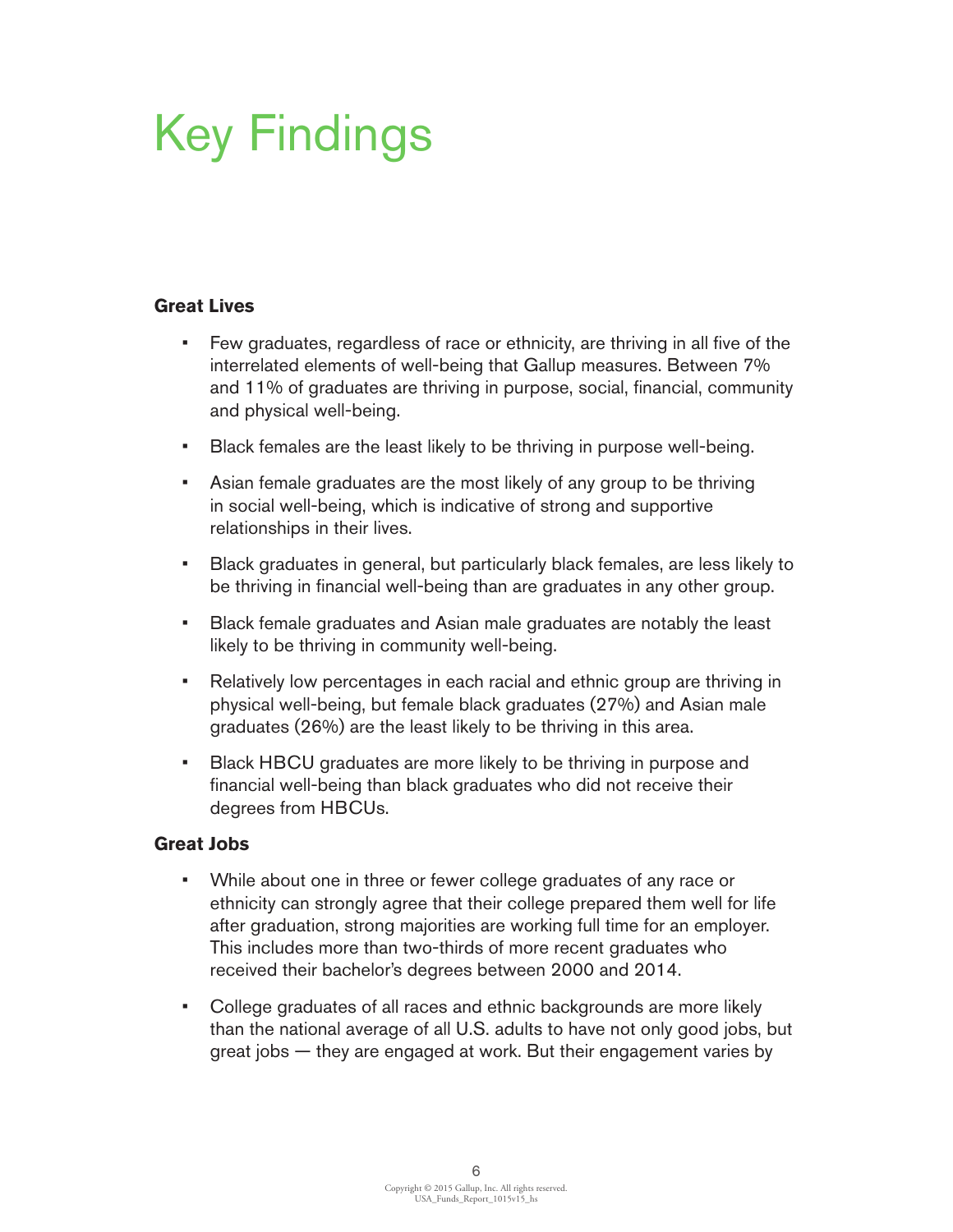# Key Findings

**Great Lives**

- Few graduates, regardless of race or ethnicity, are thriving in all five of the interrelated elements of well-being that Gallup measures. Between 7% and 11% of graduates are thriving in purpose, social, financial, community and physical well-being.
- Black females are the least likely to be thriving in purpose well-being.
- Asian female graduates are the most likely of any group to be thriving in social well-being, which is indicative of strong and supportive relationships in their lives.
- Black graduates in general, but particularly black females, are less likely to be thriving in financial well-being than are graduates in any other group.
- Black female graduates and Asian male graduates are notably the least likely to be thriving in community well-being.
- Relatively low percentages in each racial and ethnic group are thriving in physical well-being, but female black graduates (27%) and Asian male graduates (26%) are the least likely to be thriving in this area.
- Black HBCU graduates are more likely to be thriving in purpose and financial well-being than black graduates who did not receive their degrees from HBCUs.

**Great Jobs**

- While about one in three or fewer college graduates of any race or ethnicity can strongly agree that their college prepared them well for life after graduation, strong majorities are working full time for an employer. This includes more than two-thirds of more recent graduates who received their bachelor's degrees between 2000 and 2014.
- College graduates of all races and ethnic backgrounds are more likely than the national average of all U.S. adults to have not only good jobs, but great jobs — they are engaged at work. But their engagement varies by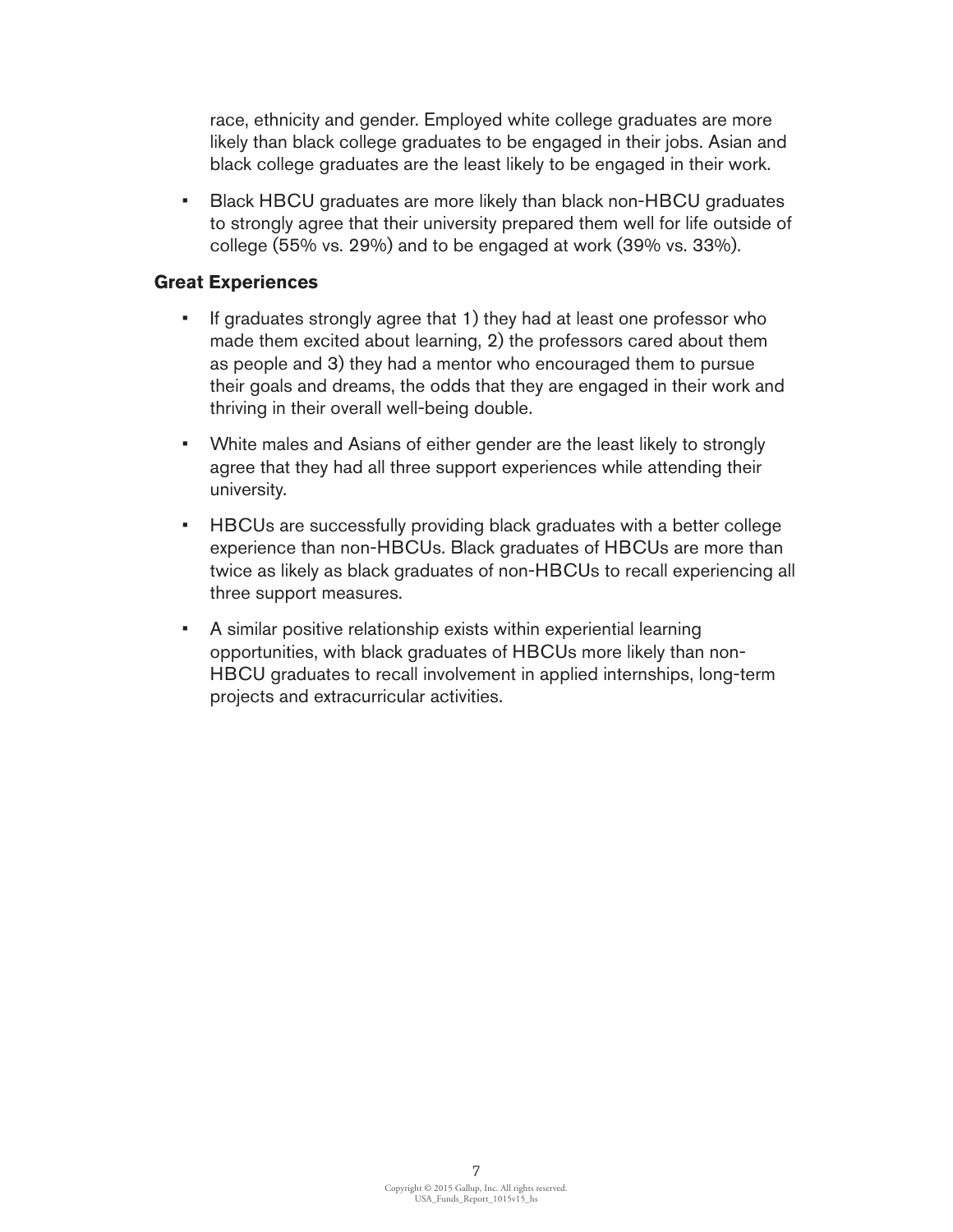race, ethnicity and gender. Employed white college graduates are more likely than black college graduates to be engaged in their jobs. Asian and black college graduates are the least likely to be engaged in their work.

- Black HBCU graduates are more likely than black non-HBCU graduates to strongly agree that their university prepared them well for life outside of college (55% vs. 29%) and to be engaged at work (39% vs. 33%).

### Great Experiences

- If graduates strongly agree that 1) they had at least one professor who made them excited about learning, 2) the professors cared about them as people and 3) they had a mentor who encouraged them to pursue their goals and dreams, the odds that they are engaged in their work and thriving in their overall well-being double.
- White males and Asians of either gender are the least likely to strongly agree that they had all three support experiences while attending their university.
- HBCUs are successfully providing black graduates with a better college experience than non-HBCUs. Black graduates of HBCUs are more than twice as likely as black graduates of non-HBCUs to recall experiencing all three support measures.
- A similar positive relationship exists within experiential learning opportunities, with black graduates of HBCUs more likely than non-HBCU graduates to recall involvement in applied internships, long-term projects and extracurricular activities.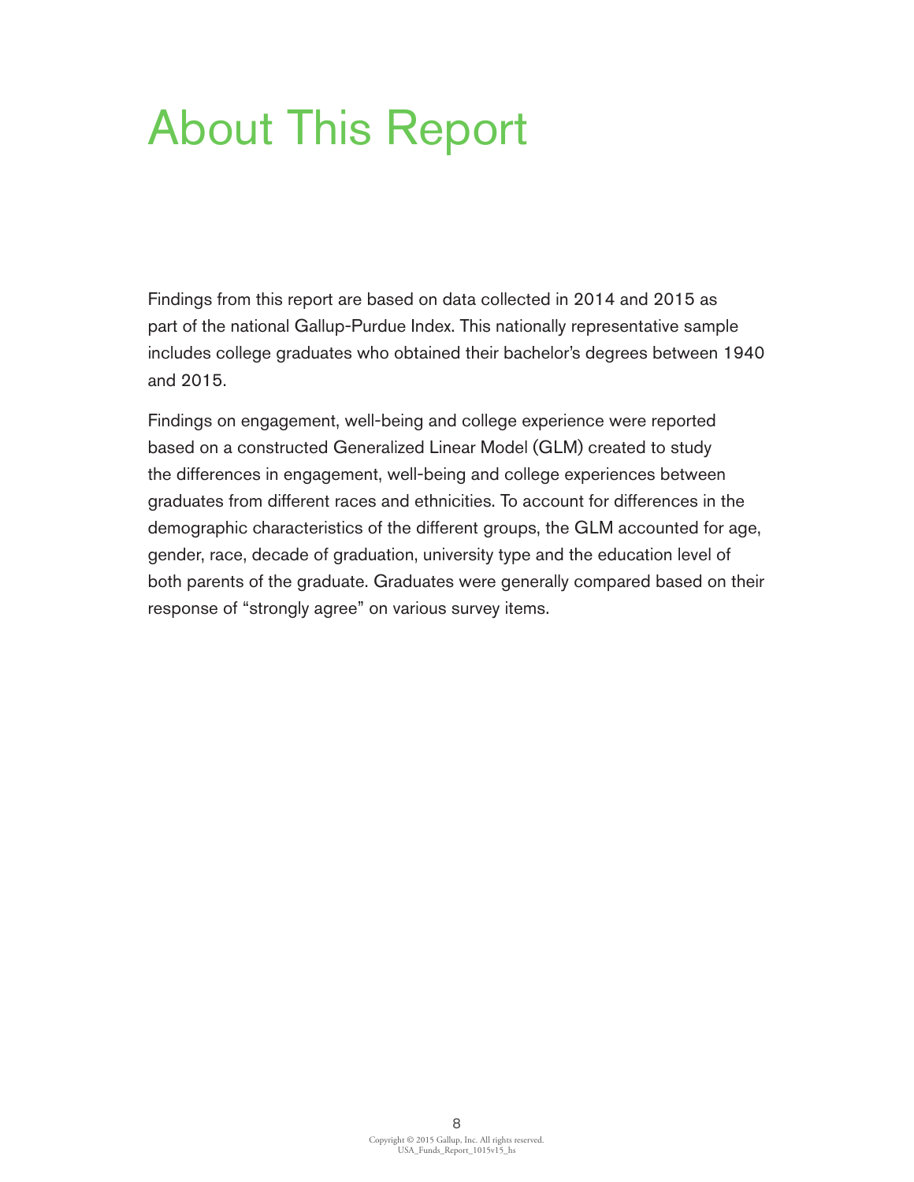# About This Report

Findings from this report are based on data collected in 2014 and 2015 as part of the national Gallup-Purdue Index. This nationally representative sample includes college graduates who obtained their bachelor's degrees between 1940 and 2015.

Findings on engagement, well-being and college experience were reported based on a constructed Generalized Linear Model (GLM) created to study the differences in engagement, well-being and college experiences between graduates from different races and ethnicities. To account for differences in the demographic characteristics of the different groups, the GLM accounted for age, gender, race, decade of graduation, university type and the education level of both parents of the graduate. Graduates were generally compared based on their response of "strongly agree" on various survey items.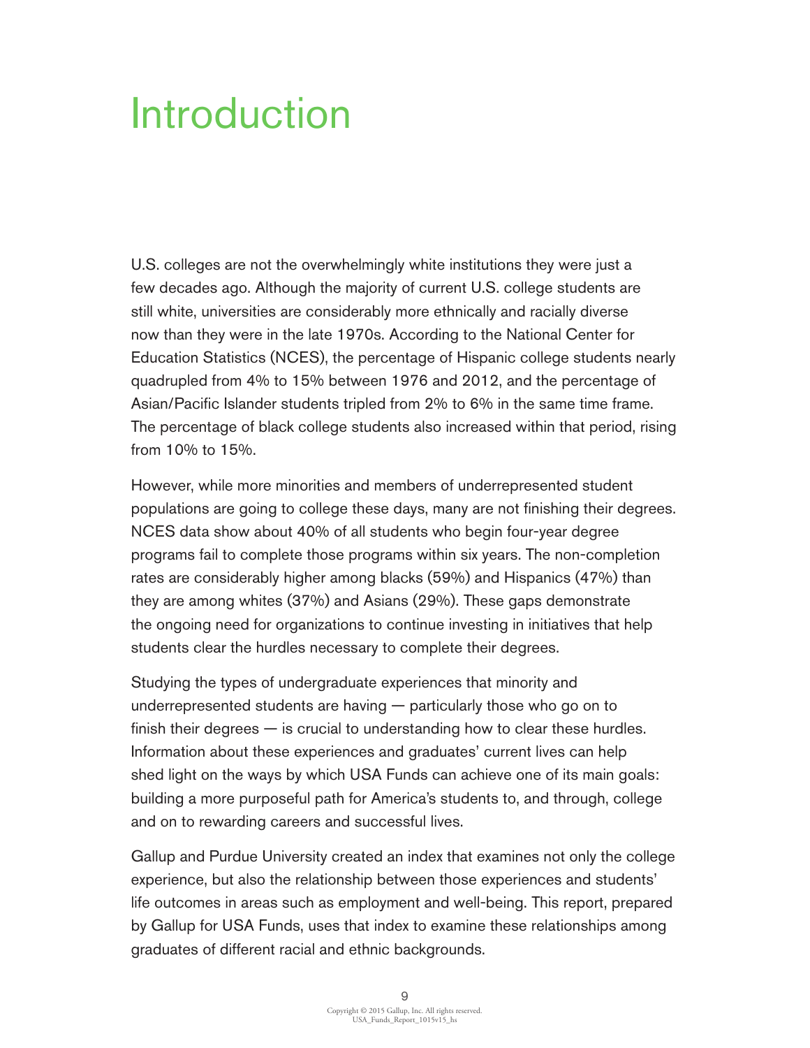# Introduction

U.S. colleges are not the overwhelmingly white institutions they were just a few decades ago. Although the majority of current U.S. college students are still white, universities are considerably more ethnically and racially diverse now than they were in the late 1970s. According to the National Center for Education Statistics (NCES), the percentage of Hispanic college students nearly quadrupled from 4% to 15% between 1976 and 2012, and the percentage of Asian/Pacific Islander students tripled from 2% to 6% in the same time frame. The percentage of black college students also increased within that period, rising from 10% to 15%.

However, while more minorities and members of underrepresented student populations are going to college these days, many are not finishing their degrees. NCES data show about 40% of all students who begin four-year degree programs fail to complete those programs within six years. The non-completion rates are considerably higher among blacks (59%) and Hispanics (47%) than they are among whites (37%) and Asians (29%). These gaps demonstrate the ongoing need for organizations to continue investing in initiatives that help students clear the hurdles necessary to complete their degrees.

Studying the types of undergraduate experiences that minority and underrepresented students are having — particularly those who go on to finish their degrees — is crucial to understanding how to clear these hurdles. Information about these experiences and graduates' current lives can help shed light on the ways by which USA Funds can achieve one of its main goals: building a more purposeful path for America's students to, and through, college and on to rewarding careers and successful lives.

Gallup and Purdue University created an index that examines not only the college experience, but also the relationship between those experiences and students' life outcomes in areas such as employment and well-being. This report, prepared by Gallup for USA Funds, uses that index to examine these relationships among graduates of different racial and ethnic backgrounds.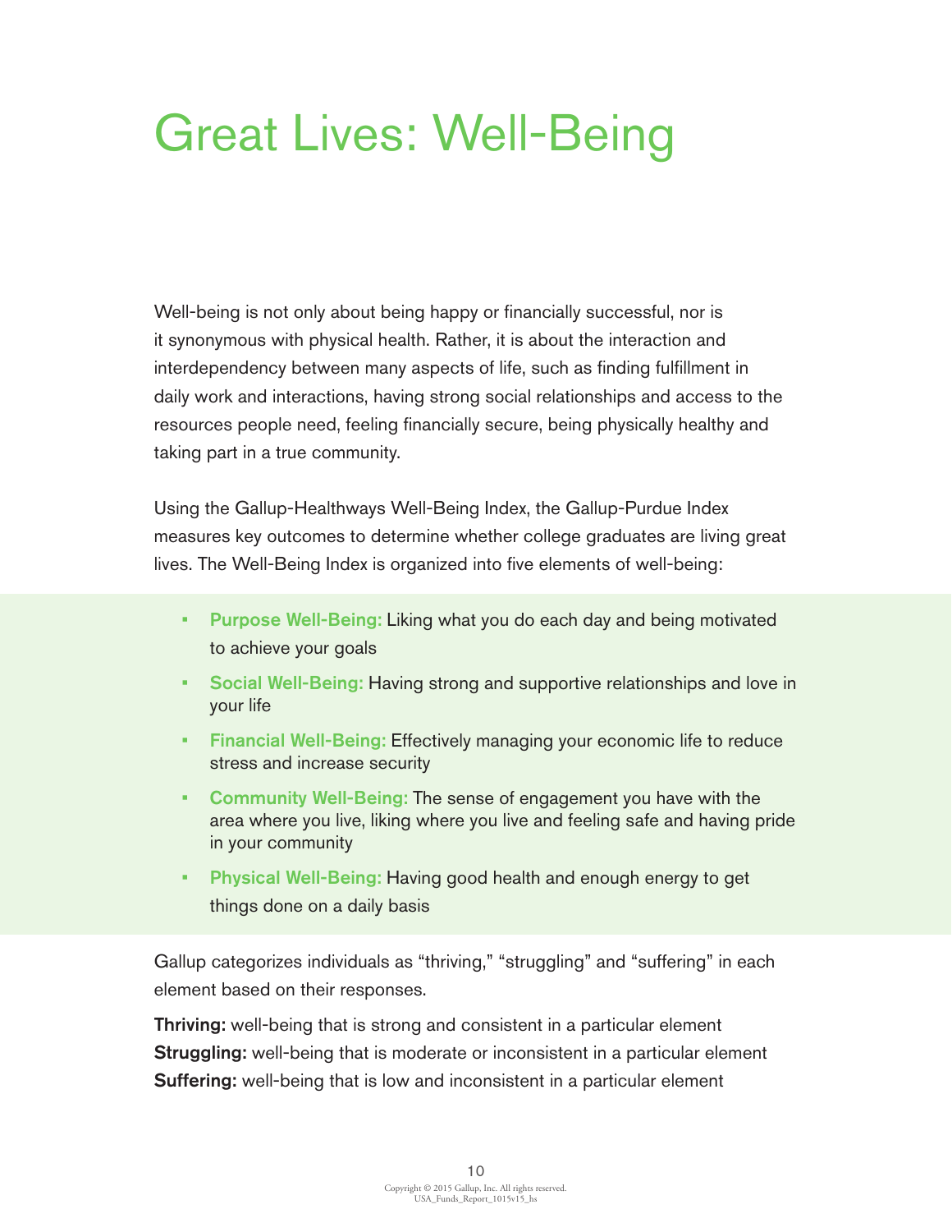# Great Lives: Well-Being

Well-being is not only about being happy or financially successful, nor is it synonymous with physical health. Rather, it is about the interaction and interdependency between many aspects of life, such as finding fulfillment in daily work and interactions, having strong social relationships and access to the resources people need, feeling financially secure, being physically healthy and taking part in a true community.

Using the Gallup-Healthways Well-Being Index, the Gallup-Purdue Index measures key outcomes to determine whether college graduates are living great lives. The Well-Being Index is organized into five elements of well-being:

- **Purpose Well-Being:** Liking what you do each day and being motivated to achieve your goals
- **Social Well-Being:** Having strong and supportive relationships and love in your life
- **Financial Well-Being:** Effectively managing your economic life to reduce stress and increase security
- **Community Well-Being:** The sense of engagement you have with the area where you live, liking where you live and feeling safe and having pride in your community
- **Physical Well-Being:** Having good health and enough energy to get things done on a daily basis

Gallup categorizes individuals as "thriving," "struggling" and "suffering" in each element based on their responses.

**Thriving:** well-being that is strong and consistent in a particular element
**Struggling:** well-being that is moderate or inconsistent in a particular element
**Suffering:** well-being that is low and inconsistent in a particular element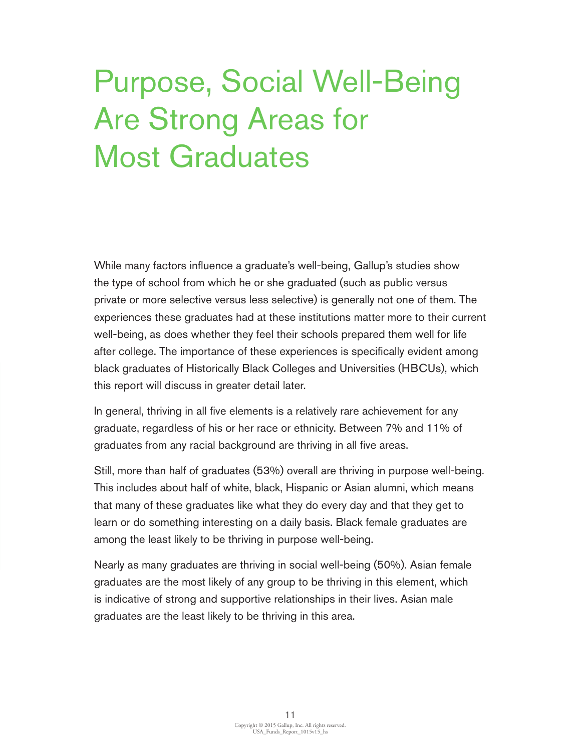# Purpose, Social Well-Being Are Strong Areas for Most Graduates

While many factors influence a graduate's well-being, Gallup's studies show the type of school from which he or she graduated (such as public versus private or more selective versus less selective) is generally not one of them. The experiences these graduates had at these institutions matter more to their current well-being, as does whether they feel their schools prepared them well for life after college. The importance of these experiences is specifically evident among black graduates of Historically Black Colleges and Universities (HBCUs), which this report will discuss in greater detail later.

In general, thriving in all five elements is a relatively rare achievement for any graduate, regardless of his or her race or ethnicity. Between 7% and 11% of graduates from any racial background are thriving in all five areas.

Still, more than half of graduates (53%) overall are thriving in purpose well-being. This includes about half of white, black, Hispanic or Asian alumni, which means that many of these graduates like what they do every day and that they get to learn or do something interesting on a daily basis. Black female graduates are among the least likely to be thriving in purpose well-being.

Nearly as many graduates are thriving in social well-being (50%). Asian female graduates are the most likely of any group to be thriving in this element, which is indicative of strong and supportive relationships in their lives. Asian male graduates are the least likely to be thriving in this area.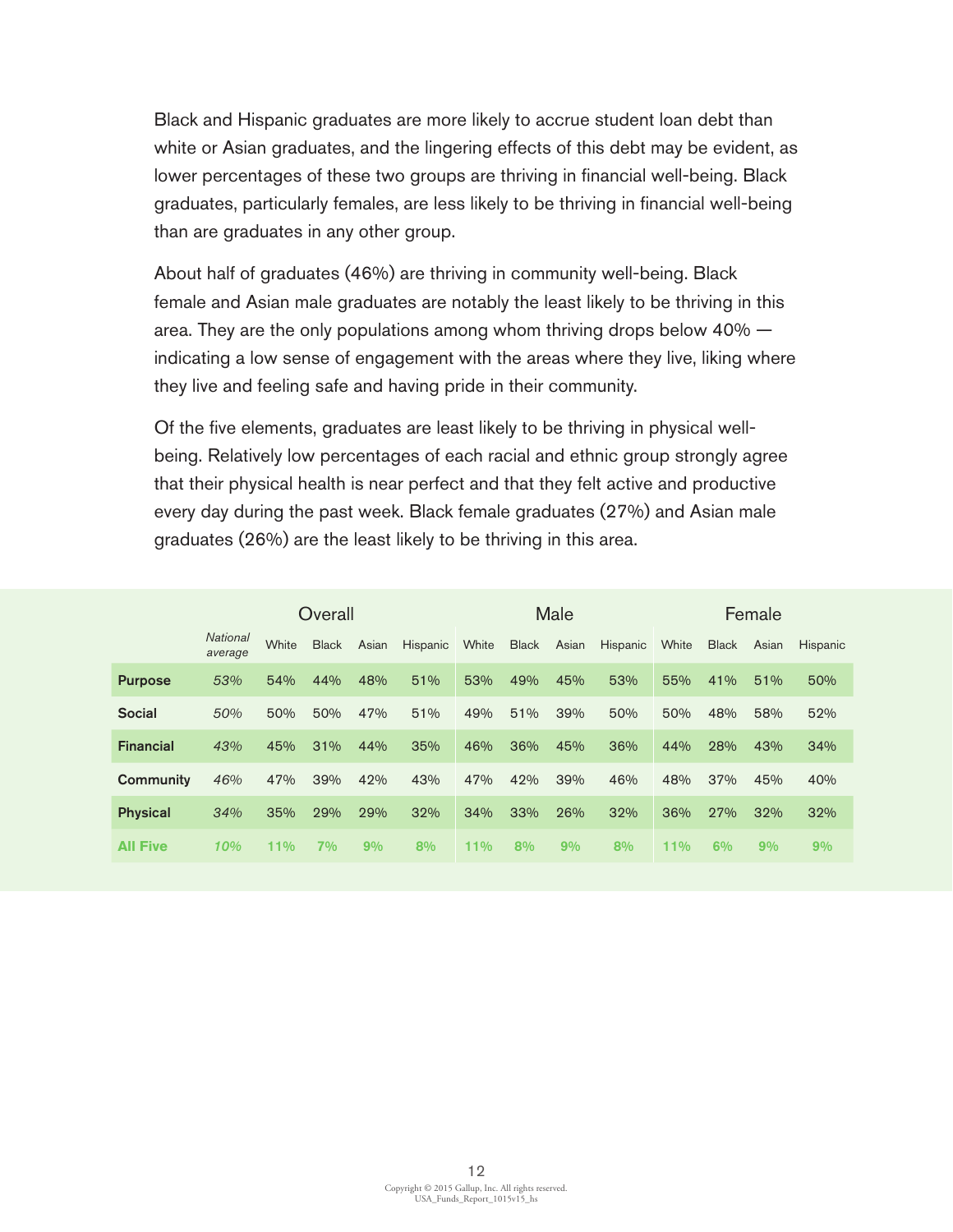Black and Hispanic graduates are more likely to accrue student loan debt than white or Asian graduates, and the lingering effects of this debt may be evident, as lower percentages of these two groups are thriving in financial well-being. Black graduates, particularly females, are less likely to be thriving in financial well-being than are graduates in any other group.

About half of graduates (46%) are thriving in community well-being. Black female and Asian male graduates are notably the least likely to be thriving in this area. They are the only populations among whom thriving drops below 40% — indicating a low sense of engagement with the areas where they live, liking where they live and feeling safe and having pride in their community.

Of the five elements, graduates are least likely to be thriving in physical well-being. Relatively low percentages of each racial and ethnic group strongly agree that their physical health is near perfect and that they felt active and productive every day during the past week. Black female graduates (27%) and Asian male graduates (26%) are the least likely to be thriving in this area.

| | Overall | | | | | Male | | | | Female | | | |
|---|---|---|---|---|---|---|---|---|---|---|---|---|---|
| | *National average* | White | Black | Asian | Hispanic | White | Black | Asian | Hispanic | White | Black | Asian | Hispanic |
| **Purpose** | *53%* | 54% | 44% | 48% | 51% | 53% | 49% | 45% | 53% | 55% | 41% | 51% | 50% |
| **Social** | *50%* | 50% | 50% | 47% | 51% | 49% | 51% | 39% | 50% | 50% | 48% | 58% | 52% |
| **Financial** | *43%* | 45% | 31% | 44% | 35% | 46% | 36% | 45% | 36% | 44% | 28% | 43% | 34% |
| **Community** | *46%* | 47% | 39% | 42% | 43% | 47% | 42% | 39% | 46% | 48% | 37% | 45% | 40% |
| **Physical** | *34%* | 35% | 29% | 29% | 32% | 34% | 33% | 26% | 32% | 36% | 27% | 32% | 32% |
| **All Five** | *10%* | 11% | 7% | 9% | 8% | 11% | 8% | 9% | 8% | 11% | 6% | 9% | 9% |

Copyright © 2015 Gallup, Inc. All rights reserved.
USA_Funds_Report_1015v15_hs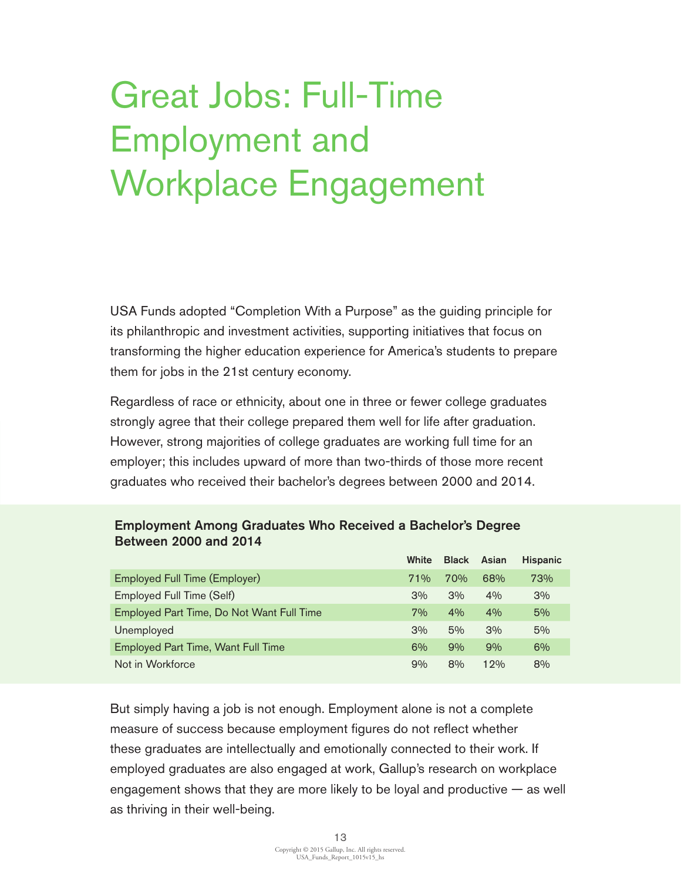# Great Jobs: Full-Time Employment and Workplace Engagement

USA Funds adopted "Completion With a Purpose" as the guiding principle for its philanthropic and investment activities, supporting initiatives that focus on transforming the higher education experience for America's students to prepare them for jobs in the 21st century economy.

Regardless of race or ethnicity, about one in three or fewer college graduates strongly agree that their college prepared them well for life after graduation. However, strong majorities of college graduates are working full time for an employer; this includes upward of more than two-thirds of those more recent graduates who received their bachelor's degrees between 2000 and 2014.

**Employment Among Graduates Who Received a Bachelor's Degree Between 2000 and 2014**

| | White | Black | Asian | Hispanic |
|---|---|---|---|---|
| Employed Full Time (Employer) | 71% | 70% | 68% | 73% |
| Employed Full Time (Self) | 3% | 3% | 4% | 3% |
| Employed Part Time, Do Not Want Full Time | 7% | 4% | 4% | 5% |
| Unemployed | 3% | 5% | 3% | 5% |
| Employed Part Time, Want Full Time | 6% | 9% | 9% | 6% |
| Not in Workforce | 9% | 8% | 12% | 8% |

But simply having a job is not enough. Employment alone is not a complete measure of success because employment figures do not reflect whether these graduates are intellectually and emotionally connected to their work. If employed graduates are also engaged at work, Gallup's research on workplace engagement shows that they are more likely to be loyal and productive — as well as thriving in their well-being.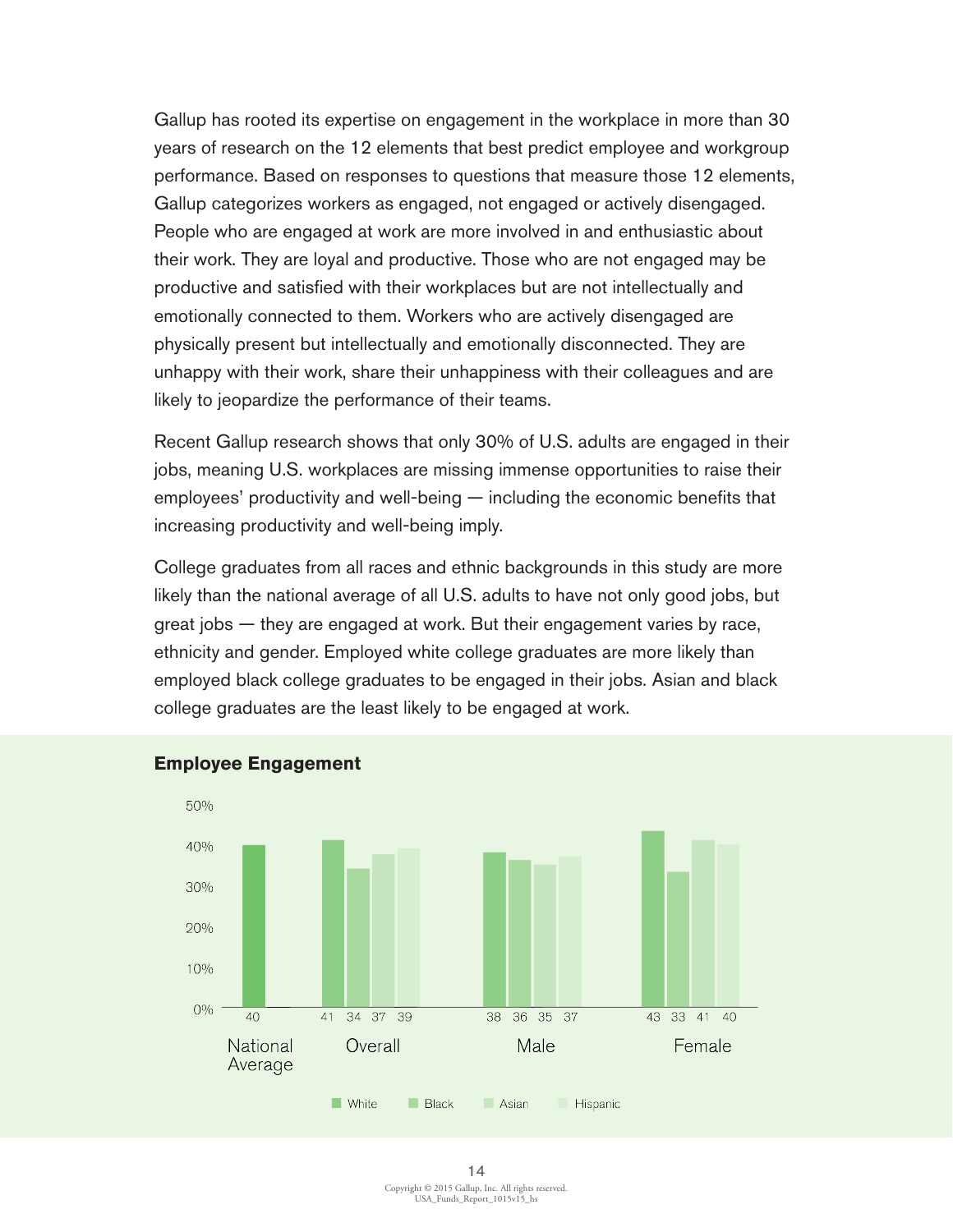Gallup has rooted its expertise on engagement in the workplace in more than 30 years of research on the 12 elements that best predict employee and workgroup performance. Based on responses to questions that measure those 12 elements, Gallup categorizes workers as engaged, not engaged or actively disengaged. People who are engaged at work are more involved in and enthusiastic about their work. They are loyal and productive. Those who are not engaged may be productive and satisfied with their workplaces but are not intellectually and emotionally connected to them. Workers who are actively disengaged are physically present but intellectually and emotionally disconnected. They are unhappy with their work, share their unhappiness with their colleagues and are likely to jeopardize the performance of their teams.

Recent Gallup research shows that only 30% of U.S. adults are engaged in their jobs, meaning U.S. workplaces are missing immense opportunities to raise their employees' productivity and well-being — including the economic benefits that increasing productivity and well-being imply.

College graduates from all races and ethnic backgrounds in this study are more likely than the national average of all U.S. adults to have not only good jobs, but great jobs — they are engaged at work. But their engagement varies by race, ethnicity and gender. Employed white college graduates are more likely than employed black college graduates to be engaged in their jobs. Asian and black college graduates are the least likely to be engaged at work.

**Employee Engagement**

| | National Average | Overall | Male | Female |
|---|---|---|---|---|
| National Average | 40 | | | |
| White | | 41 | 38 | 43 |
| Black | | 34 | 36 | 33 |
| Asian | | 37 | 35 | 41 |
| Hispanic | | 39 | 37 | 40 |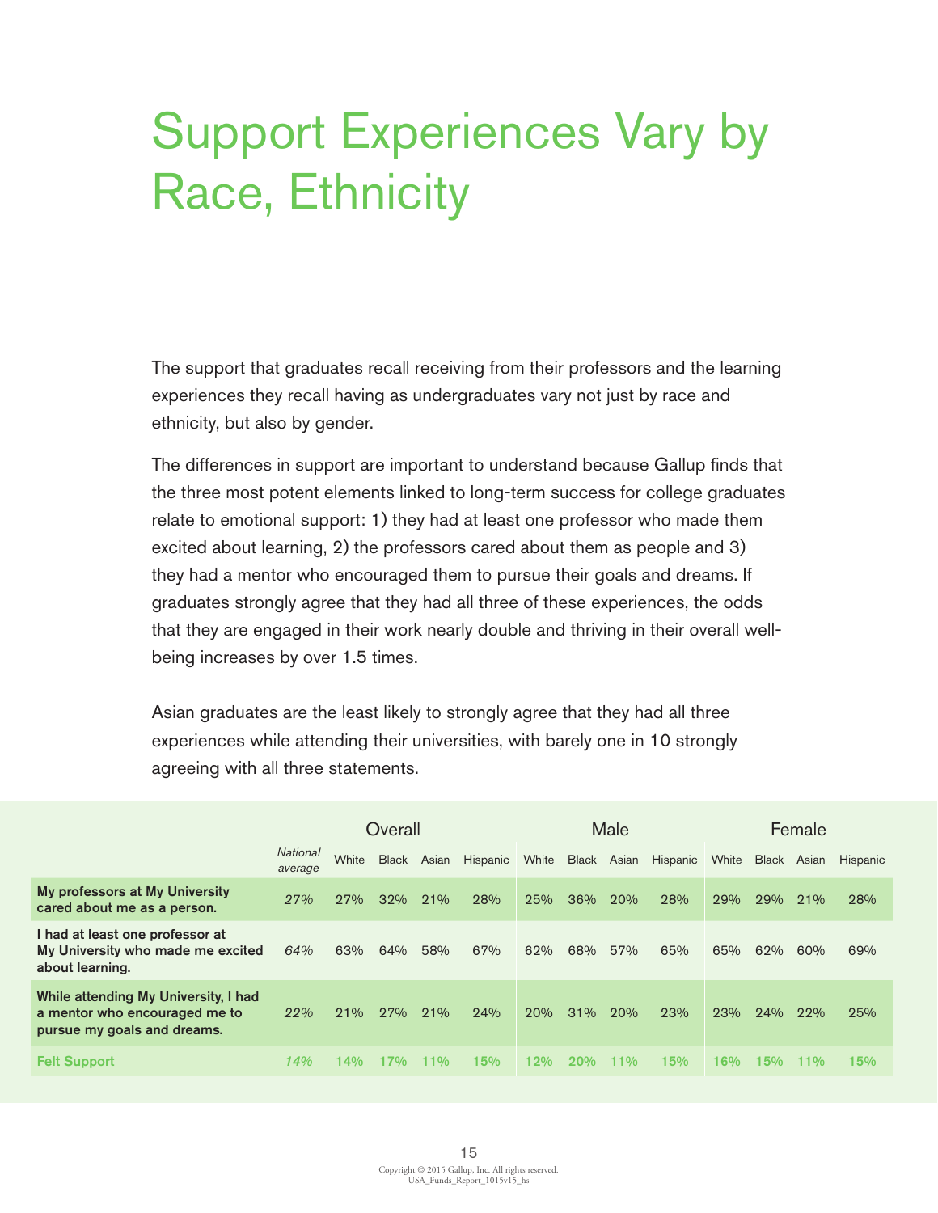# Support Experiences Vary by Race, Ethnicity

The support that graduates recall receiving from their professors and the learning experiences they recall having as undergraduates vary not just by race and ethnicity, but also by gender.

The differences in support are important to understand because Gallup finds that the three most potent elements linked to long-term success for college graduates relate to emotional support: 1) they had at least one professor who made them excited about learning, 2) the professors cared about them as people and 3) they had a mentor who encouraged them to pursue their goals and dreams. If graduates strongly agree that they had all three of these experiences, the odds that they are engaged in their work nearly double and thriving in their overall well-being increases by over 1.5 times.

Asian graduates are the least likely to strongly agree that they had all three experiences while attending their universities, with barely one in 10 strongly agreeing with all three statements.

| | Overall | | | | | Male | | | | Female | | | |
|---|---|---|---|---|---|---|---|---|---|---|---|---|---|
| | *National average* | White | Black | Asian | Hispanic | White | Black | Asian | Hispanic | White | Black | Asian | Hispanic |
| **My professors at My University cared about me as a person.** | *27%* | 27% | 32% | 21% | 28% | 25% | 36% | 20% | 28% | 29% | 29% | 21% | 28% |
| **I had at least one professor at My University who made me excited about learning.** | *64%* | 63% | 64% | 58% | 67% | 62% | 68% | 57% | 65% | 65% | 62% | 60% | 69% |
| **While attending My University, I had a mentor who encouraged me to pursue my goals and dreams.** | *22%* | 21% | 27% | 21% | 24% | 20% | 31% | 20% | 23% | 23% | 24% | 22% | 25% |
| **Felt Support** | *14%* | 14% | 17% | 11% | 15% | 12% | 20% | 11% | 15% | 16% | 15% | 11% | 15% |

Copyright © 2015 Gallup, Inc. All rights reserved.
USA_Funds_Report_1015v15_hs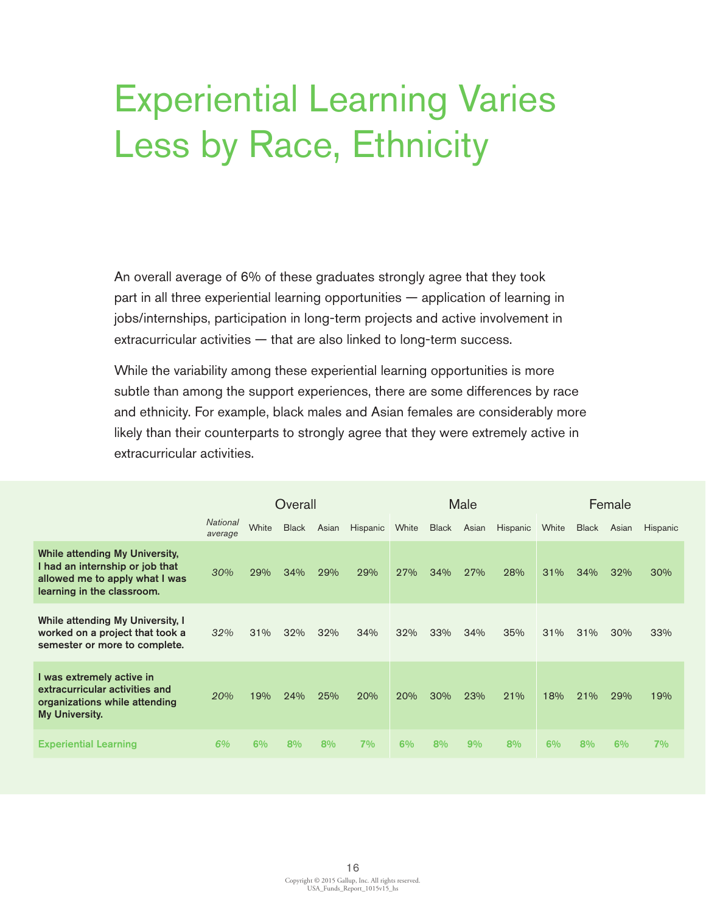# Experiential Learning Varies Less by Race, Ethnicity

An overall average of 6% of these graduates strongly agree that they took part in all three experiential learning opportunities — application of learning in jobs/internships, participation in long-term projects and active involvement in extracurricular activities — that are also linked to long-term success.

While the variability among these experiential learning opportunities is more subtle than among the support experiences, there are some differences by race and ethnicity. For example, black males and Asian females are considerably more likely than their counterparts to strongly agree that they were extremely active in extracurricular activities.

| | Overall | | | | | Male | | | | Female | | | |
|---|---|---|---|---|---|---|---|---|---|---|---|---|---|
| | *National average* | White | Black | Asian | Hispanic | White | Black | Asian | Hispanic | White | Black | Asian | Hispanic |
| **While attending My University, I had an internship or job that allowed me to apply what I was learning in the classroom.** | *30%* | 29% | 34% | 29% | 29% | 27% | 34% | 27% | 28% | 31% | 34% | 32% | 30% |
| **While attending My University, I worked on a project that took a semester or more to complete.** | *32%* | 31% | 32% | 32% | 34% | 32% | 33% | 34% | 35% | 31% | 31% | 30% | 33% |
| **I was extremely active in extracurricular activities and organizations while attending My University.** | *20%* | 19% | 24% | 25% | 20% | 20% | 30% | 23% | 21% | 18% | 21% | 29% | 19% |
| **Experiential Learning** | ***6%*** | **6%** | **8%** | **8%** | **7%** | **6%** | **8%** | **9%** | **8%** | **6%** | **8%** | **6%** | **7%** |

Copyright © 2015 Gallup, Inc. All rights reserved.
USA_Funds_Report_1015v15_hs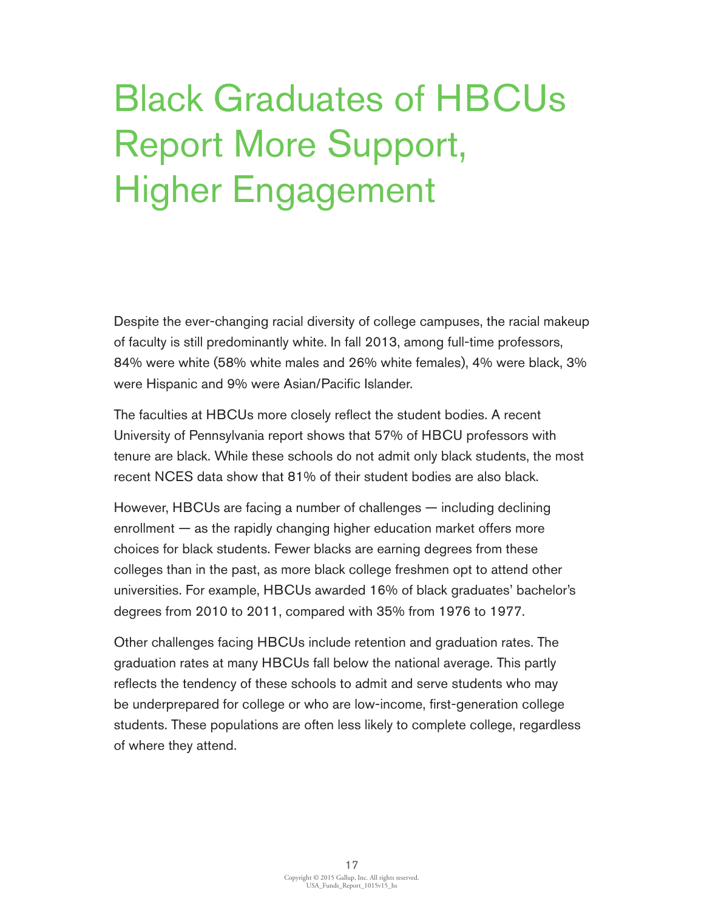# Black Graduates of HBCUs Report More Support, Higher Engagement

Despite the ever-changing racial diversity of college campuses, the racial makeup of faculty is still predominantly white. In fall 2013, among full-time professors, 84% were white (58% white males and 26% white females), 4% were black, 3% were Hispanic and 9% were Asian/Pacific Islander.

The faculties at HBCUs more closely reflect the student bodies. A recent University of Pennsylvania report shows that 57% of HBCU professors with tenure are black. While these schools do not admit only black students, the most recent NCES data show that 81% of their student bodies are also black.

However, HBCUs are facing a number of challenges — including declining enrollment — as the rapidly changing higher education market offers more choices for black students. Fewer blacks are earning degrees from these colleges than in the past, as more black college freshmen opt to attend other universities. For example, HBCUs awarded 16% of black graduates' bachelor's degrees from 2010 to 2011, compared with 35% from 1976 to 1977.

Other challenges facing HBCUs include retention and graduation rates. The graduation rates at many HBCUs fall below the national average. This partly reflects the tendency of these schools to admit and serve students who may be underprepared for college or who are low-income, first-generation college students. These populations are often less likely to complete college, regardless of where they attend.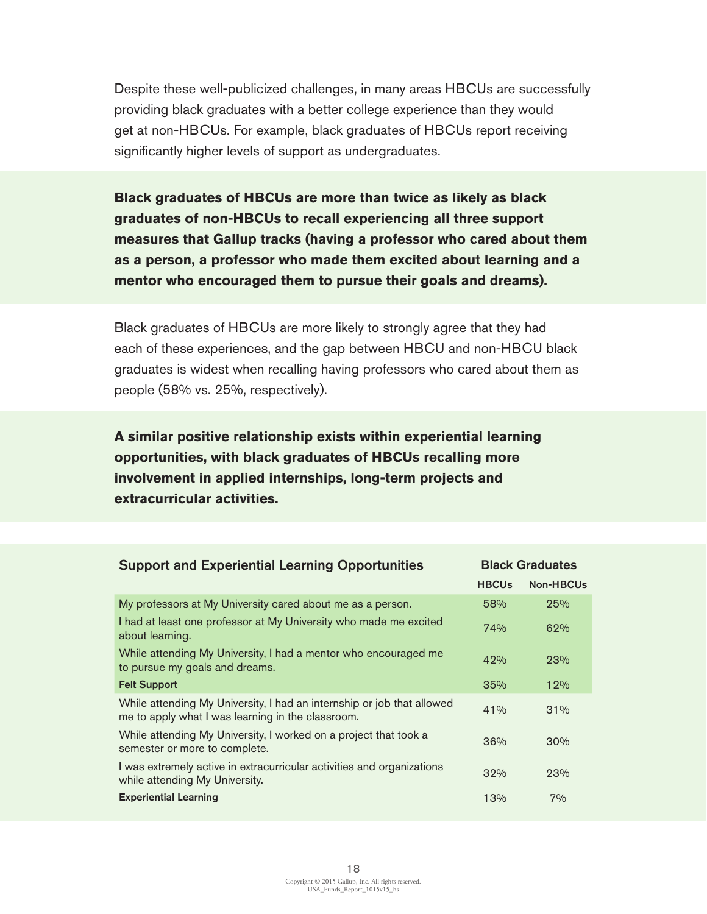Despite these well-publicized challenges, in many areas HBCUs are successfully providing black graduates with a better college experience than they would get at non-HBCUs. For example, black graduates of HBCUs report receiving significantly higher levels of support as undergraduates.

**Black graduates of HBCUs are more than twice as likely as black graduates of non-HBCUs to recall experiencing all three support measures that Gallup tracks (having a professor who cared about them as a person, a professor who made them excited about learning and a mentor who encouraged them to pursue their goals and dreams).**

Black graduates of HBCUs are more likely to strongly agree that they had each of these experiences, and the gap between HBCU and non-HBCU black graduates is widest when recalling having professors who cared about them as people (58% vs. 25%, respectively).

**A similar positive relationship exists within experiential learning opportunities, with black graduates of HBCUs recalling more involvement in applied internships, long-term projects and extracurricular activities.**

| Support and Experiential Learning Opportunities | Black Graduates | |
|---|---|---|
| | HBCUs | Non-HBCUs |
| My professors at My University cared about me as a person. | 58% | 25% |
| I had at least one professor at My University who made me excited about learning. | 74% | 62% |
| While attending My University, I had a mentor who encouraged me to pursue my goals and dreams. | 42% | 23% |
| **Felt Support** | 35% | 12% |
| While attending My University, I had an internship or job that allowed me to apply what I was learning in the classroom. | 41% | 31% |
| While attending My University, I worked on a project that took a semester or more to complete. | 36% | 30% |
| I was extremely active in extracurricular activities and organizations while attending My University. | 32% | 23% |
| **Experiential Learning** | 13% | 7% |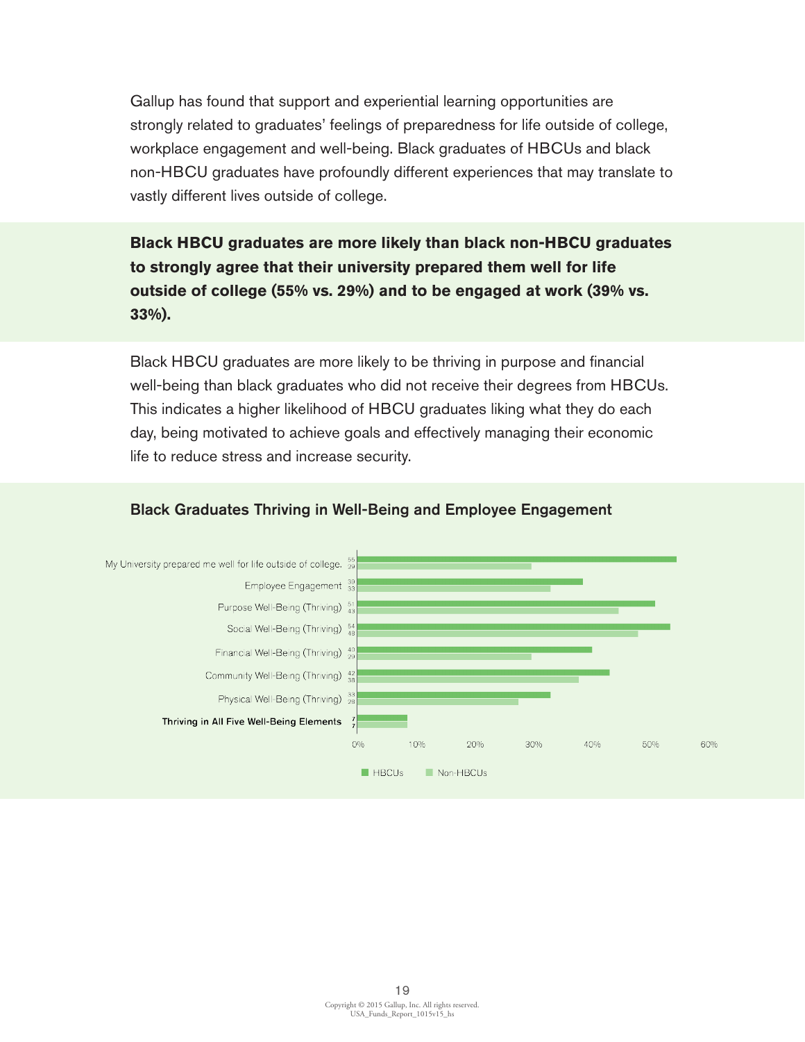Gallup has found that support and experiential learning opportunities are strongly related to graduates' feelings of preparedness for life outside of college, workplace engagement and well-being. Black graduates of HBCUs and black non-HBCU graduates have profoundly different experiences that may translate to vastly different lives outside of college.

**Black HBCU graduates are more likely than black non-HBCU graduates to strongly agree that their university prepared them well for life outside of college (55% vs. 29%) and to be engaged at work (39% vs. 33%).**

Black HBCU graduates are more likely to be thriving in purpose and financial well-being than black graduates who did not receive their degrees from HBCUs. This indicates a higher likelihood of HBCU graduates liking what they do each day, being motivated to achieve goals and effectively managing their economic life to reduce stress and increase security.

### Black Graduates Thriving in Well-Being and Employee Engagement

| | HBCUs | Non-HBCUs |
|---|---|---|
| My University prepared me well for life outside of college. | 55 | 29 |
| Employee Engagement | 39 | 33 |
| Purpose Well-Being (Thriving) | 51 | 43 |
| Social Well-Being (Thriving) | 54 | 48 |
| Financial Well-Being (Thriving) | 40 | 29 |
| Community Well-Being (Thriving) | 42 | 38 |
| Physical Well-Being (Thriving) | 33 | 28 |
| **Thriving in All Five Well-Being Elements** | 7 | 7 |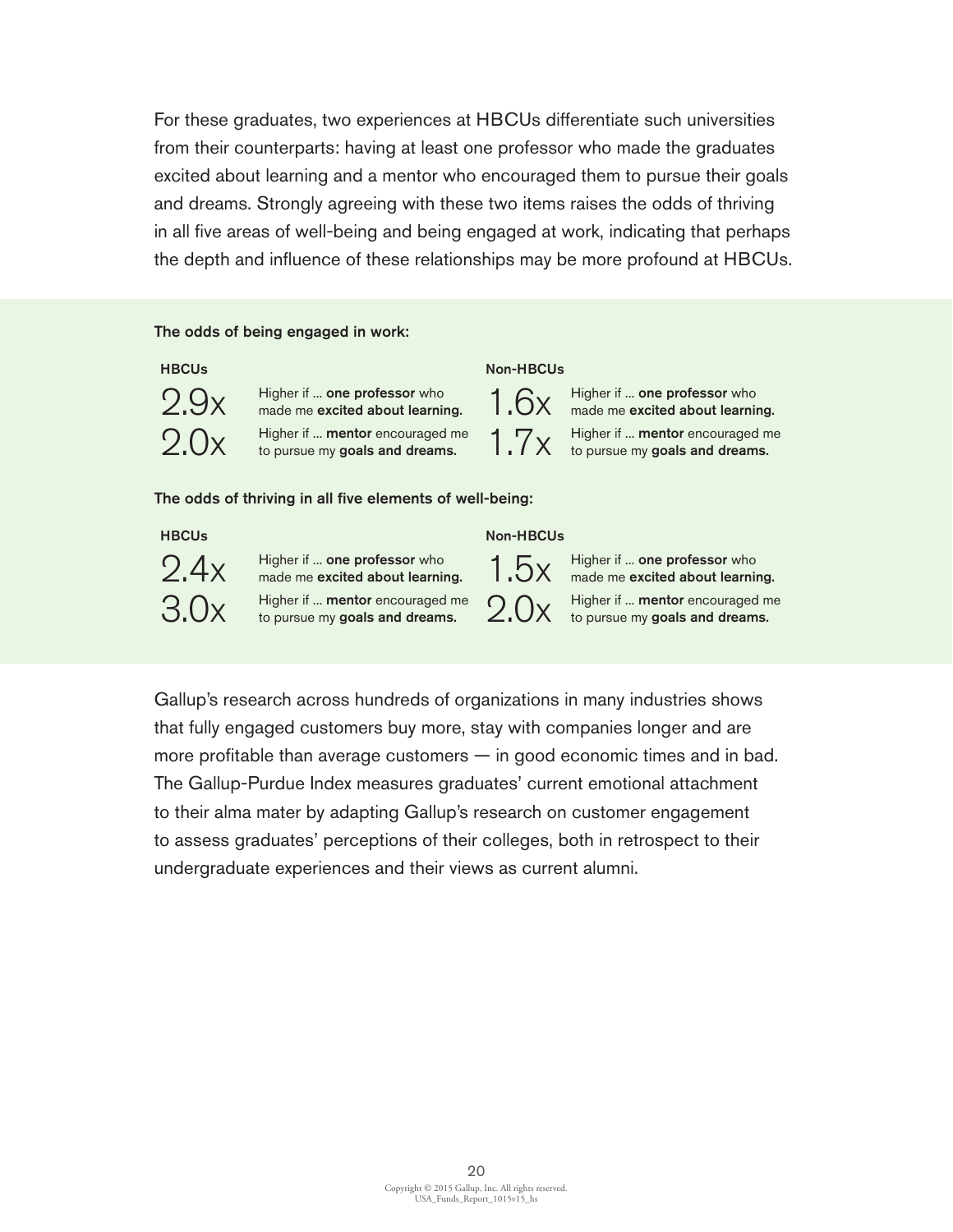For these graduates, two experiences at HBCUs differentiate such universities from their counterparts: having at least one professor who made the graduates excited about learning and a mentor who encouraged them to pursue their goals and dreams. Strongly agreeing with these two items raises the odds of thriving in all five areas of well-being and being engaged at work, indicating that perhaps the depth and influence of these relationships may be more profound at HBCUs.

**The odds of being engaged in work:**

| HBCUs | | Non-HBCUs | |
|---|---|---|---|
| 2.9x | Higher if ... **one professor** who made me **excited about learning.** | 1.6x | Higher if ... **one professor** who made me **excited about learning.** |
| 2.0x | Higher if ... **mentor** encouraged me to pursue my **goals and dreams.** | 1.7x | Higher if ... **mentor** encouraged me to pursue my **goals and dreams.** |

**The odds of thriving in all five elements of well-being:**

| HBCUs | | Non-HBCUs | |
|---|---|---|---|
| 2.4x | Higher if ... **one professor** who made me **excited about learning.** | 1.5x | Higher if ... **one professor** who made me **excited about learning.** |
| 3.0x | Higher if ... **mentor** encouraged me to pursue my **goals and dreams.** | 2.0x | Higher if ... **mentor** encouraged me to pursue my **goals and dreams.** |

Gallup's research across hundreds of organizations in many industries shows that fully engaged customers buy more, stay with companies longer and are more profitable than average customers — in good economic times and in bad. The Gallup-Purdue Index measures graduates' current emotional attachment to their alma mater by adapting Gallup's research on customer engagement to assess graduates' perceptions of their colleges, both in retrospect to their undergraduate experiences and their views as current alumni.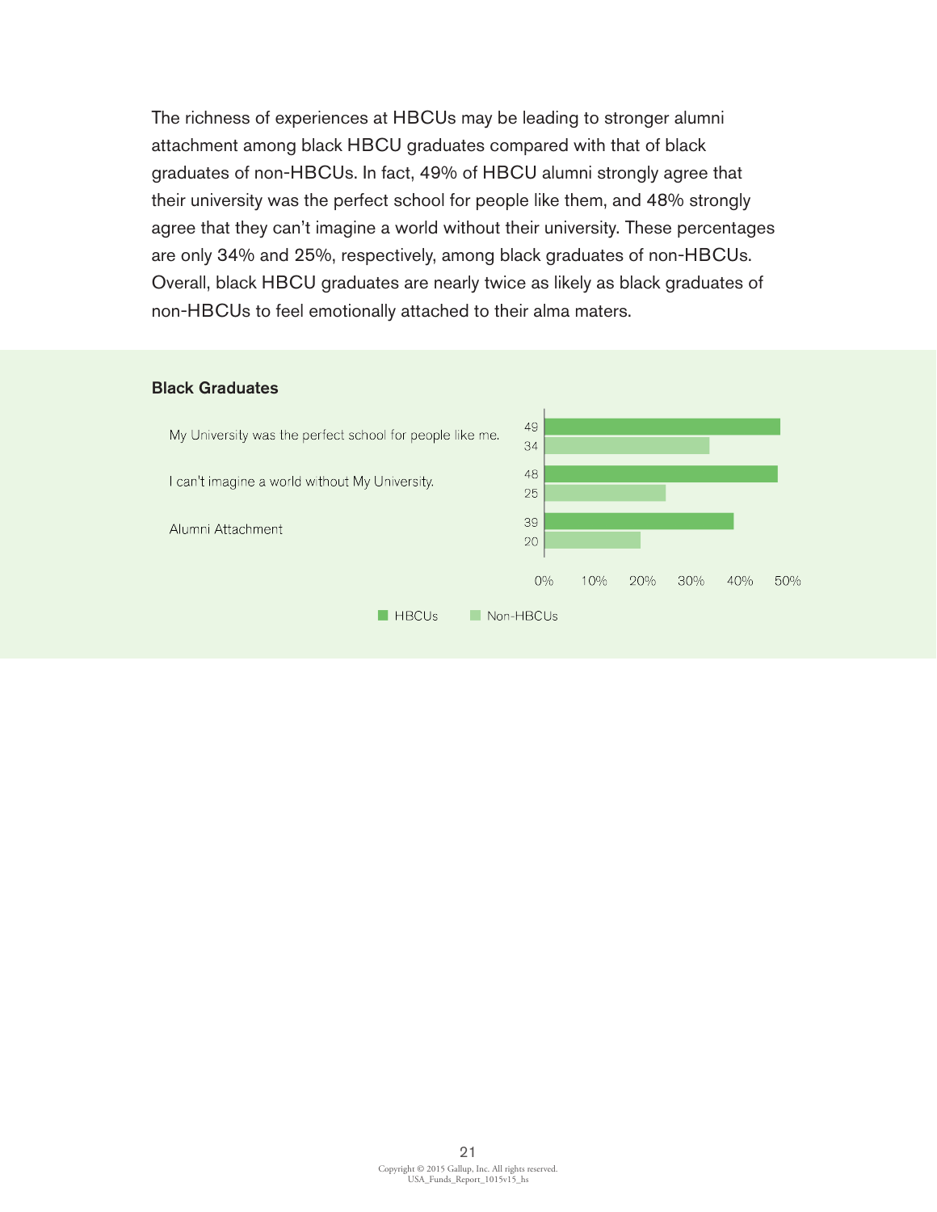The richness of experiences at HBCUs may be leading to stronger alumni attachment among black HBCU graduates compared with that of black graduates of non-HBCUs. In fact, 49% of HBCU alumni strongly agree that their university was the perfect school for people like them, and 48% strongly agree that they can't imagine a world without their university. These percentages are only 34% and 25%, respectively, among black graduates of non-HBCUs. Overall, black HBCU graduates are nearly twice as likely as black graduates of non-HBCUs to feel emotionally attached to their alma maters.

**Black Graduates**

| | HBCUs | Non-HBCUs |
|---|---|---|
| My University was the perfect school for people like me. | 49 | 34 |
| I can't imagine a world without My University. | 48 | 25 |
| Alumni Attachment | 39 | 20 |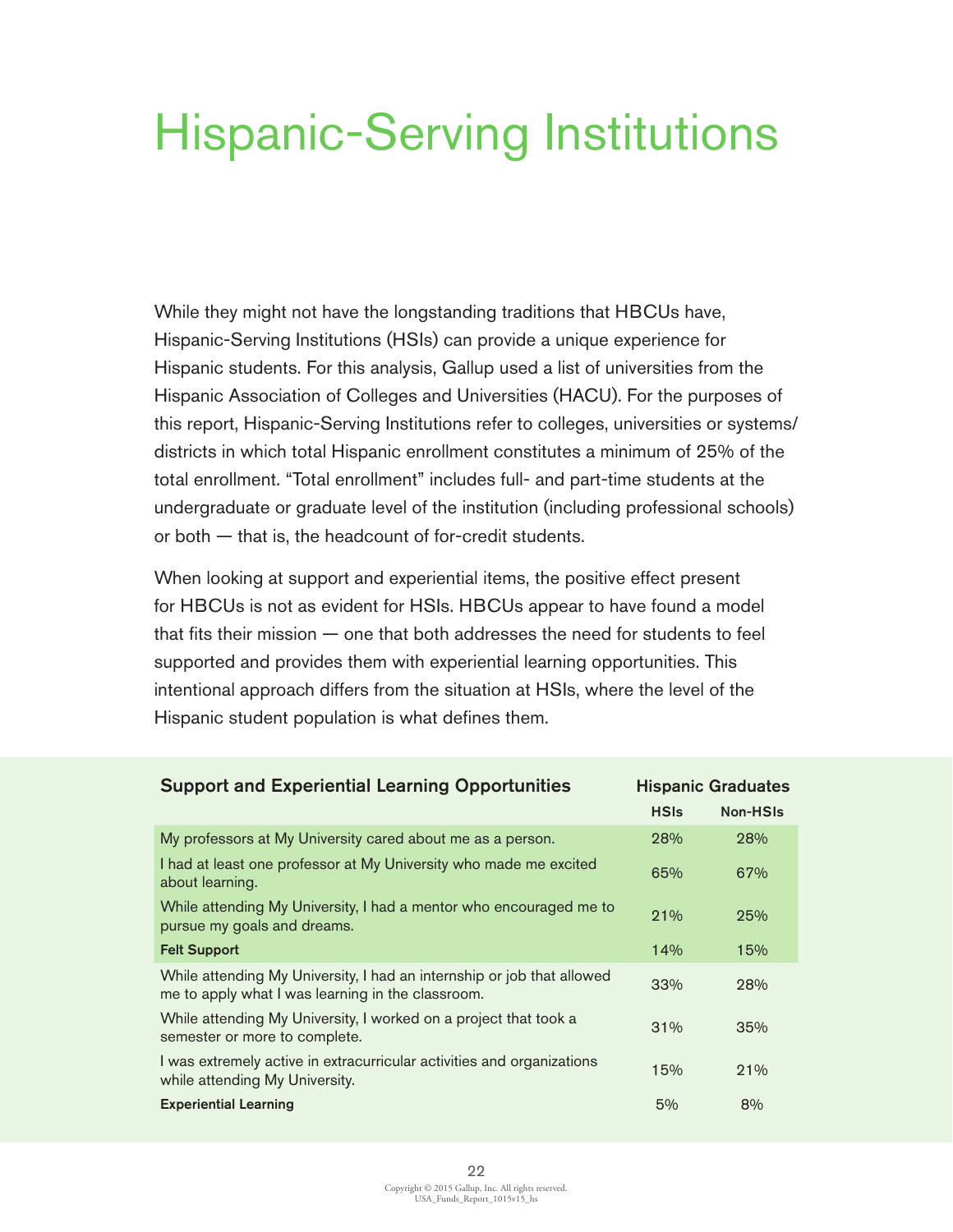# Hispanic-Serving Institutions

While they might not have the longstanding traditions that HBCUs have, Hispanic-Serving Institutions (HSIs) can provide a unique experience for Hispanic students. For this analysis, Gallup used a list of universities from the Hispanic Association of Colleges and Universities (HACU). For the purposes of this report, Hispanic-Serving Institutions refer to colleges, universities or systems/ districts in which total Hispanic enrollment constitutes a minimum of 25% of the total enrollment. "Total enrollment" includes full- and part-time students at the undergraduate or graduate level of the institution (including professional schools) or both — that is, the headcount of for-credit students.

When looking at support and experiential items, the positive effect present for HBCUs is not as evident for HSIs. HBCUs appear to have found a model that fits their mission — one that both addresses the need for students to feel supported and provides them with experiential learning opportunities. This intentional approach differs from the situation at HSIs, where the level of the Hispanic student population is what defines them.

| Support and Experiential Learning Opportunities | Hispanic Graduates | |
|---|---|---|
| | **HSIs** | **Non-HSIs** |
| My professors at My University cared about me as a person. | 28% | 28% |
| I had at least one professor at My University who made me excited about learning. | 65% | 67% |
| While attending My University, I had a mentor who encouraged me to pursue my goals and dreams. | 21% | 25% |
| **Felt Support** | 14% | 15% |
| While attending My University, I had an internship or job that allowed me to apply what I was learning in the classroom. | 33% | 28% |
| While attending My University, I worked on a project that took a semester or more to complete. | 31% | 35% |
| I was extremely active in extracurricular activities and organizations while attending My University. | 15% | 21% |
| **Experiential Learning** | 5% | 8% |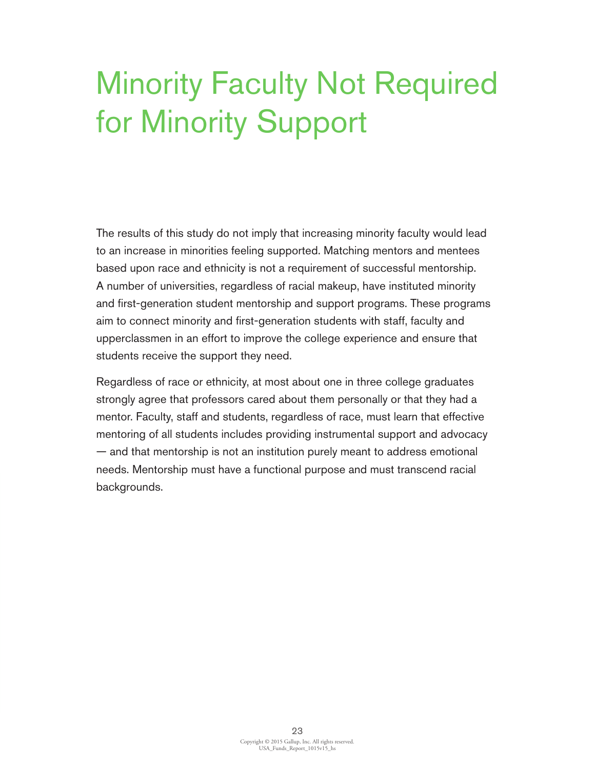# Minority Faculty Not Required for Minority Support

The results of this study do not imply that increasing minority faculty would lead to an increase in minorities feeling supported. Matching mentors and mentees based upon race and ethnicity is not a requirement of successful mentorship. A number of universities, regardless of racial makeup, have instituted minority and first-generation student mentorship and support programs. These programs aim to connect minority and first-generation students with staff, faculty and upperclassmen in an effort to improve the college experience and ensure that students receive the support they need.

Regardless of race or ethnicity, at most about one in three college graduates strongly agree that professors cared about them personally or that they had a mentor. Faculty, staff and students, regardless of race, must learn that effective mentoring of all students includes providing instrumental support and advocacy — and that mentorship is not an institution purely meant to address emotional needs. Mentorship must have a functional purpose and must transcend racial backgrounds.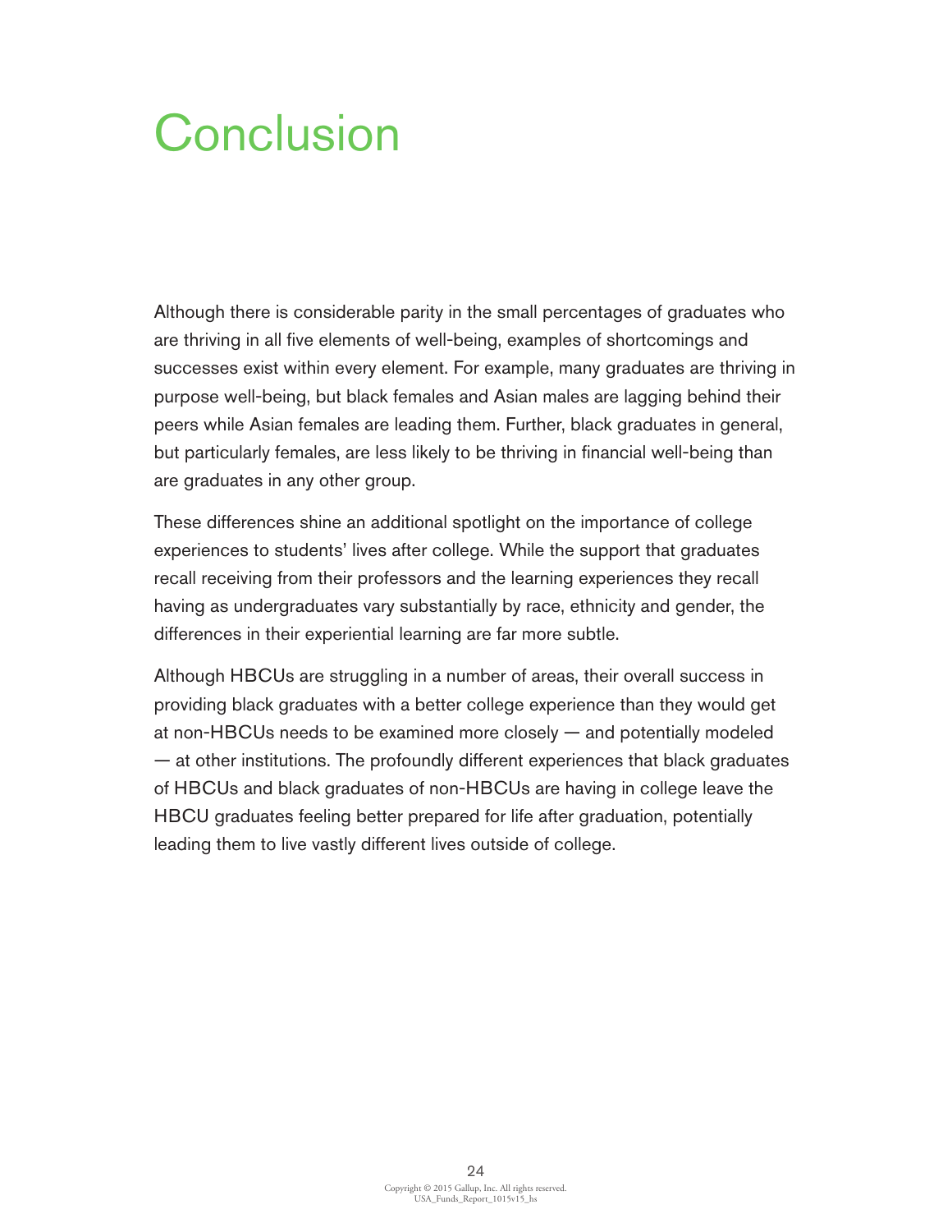# Conclusion

Although there is considerable parity in the small percentages of graduates who are thriving in all five elements of well-being, examples of shortcomings and successes exist within every element. For example, many graduates are thriving in purpose well-being, but black females and Asian males are lagging behind their peers while Asian females are leading them. Further, black graduates in general, but particularly females, are less likely to be thriving in financial well-being than are graduates in any other group.

These differences shine an additional spotlight on the importance of college experiences to students' lives after college. While the support that graduates recall receiving from their professors and the learning experiences they recall having as undergraduates vary substantially by race, ethnicity and gender, the differences in their experiential learning are far more subtle.

Although HBCUs are struggling in a number of areas, their overall success in providing black graduates with a better college experience than they would get at non-HBCUs needs to be examined more closely — and potentially modeled — at other institutions. The profoundly different experiences that black graduates of HBCUs and black graduates of non-HBCUs are having in college leave the HBCU graduates feeling better prepared for life after graduation, potentially leading them to live vastly different lives outside of college.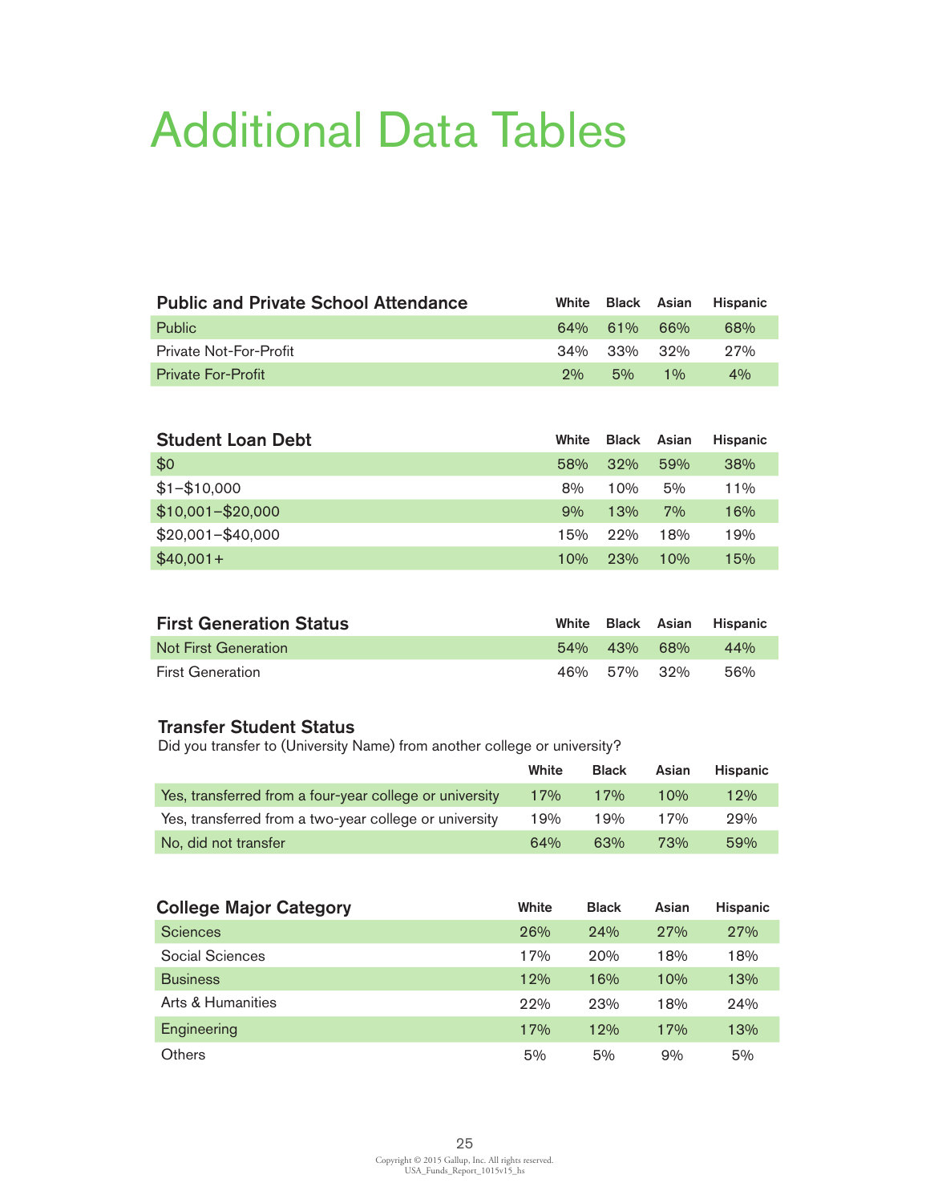# Additional Data Tables

| Public and Private School Attendance | White | Black | Asian | Hispanic |
|---|---|---|---|---|
| Public | 64% | 61% | 66% | 68% |
| Private Not-For-Profit | 34% | 33% | 32% | 27% |
| Private For-Profit | 2% | 5% | 1% | 4% |

| Student Loan Debt | White | Black | Asian | Hispanic |
|---|---|---|---|---|
| $0 | 58% | 32% | 59% | 38% |
| $1–$10,000 | 8% | 10% | 5% | 11% |
| $10,001–$20,000 | 9% | 13% | 7% | 16% |
| $20,001–$40,000 | 15% | 22% | 18% | 19% |
| $40,001+ | 10% | 23% | 10% | 15% |

| First Generation Status | White | Black | Asian | Hispanic |
|---|---|---|---|---|
| Not First Generation | 54% | 43% | 68% | 44% |
| First Generation | 46% | 57% | 32% | 56% |

**Transfer Student Status**

Did you transfer to (University Name) from another college or university?

| | White | Black | Asian | Hispanic |
|---|---|---|---|---|
| Yes, transferred from a four-year college or university | 17% | 17% | 10% | 12% |
| Yes, transferred from a two-year college or university | 19% | 19% | 17% | 29% |
| No, did not transfer | 64% | 63% | 73% | 59% |

| College Major Category | White | Black | Asian | Hispanic |
|---|---|---|---|---|
| Sciences | 26% | 24% | 27% | 27% |
| Social Sciences | 17% | 20% | 18% | 18% |
| Business | 12% | 16% | 10% | 13% |
| Arts & Humanities | 22% | 23% | 18% | 24% |
| Engineering | 17% | 12% | 17% | 13% |
| Others | 5% | 5% | 9% | 5% |

Copyright © 2015 Gallup, Inc. All rights reserved.
USA_Funds_Report_1015v15_hs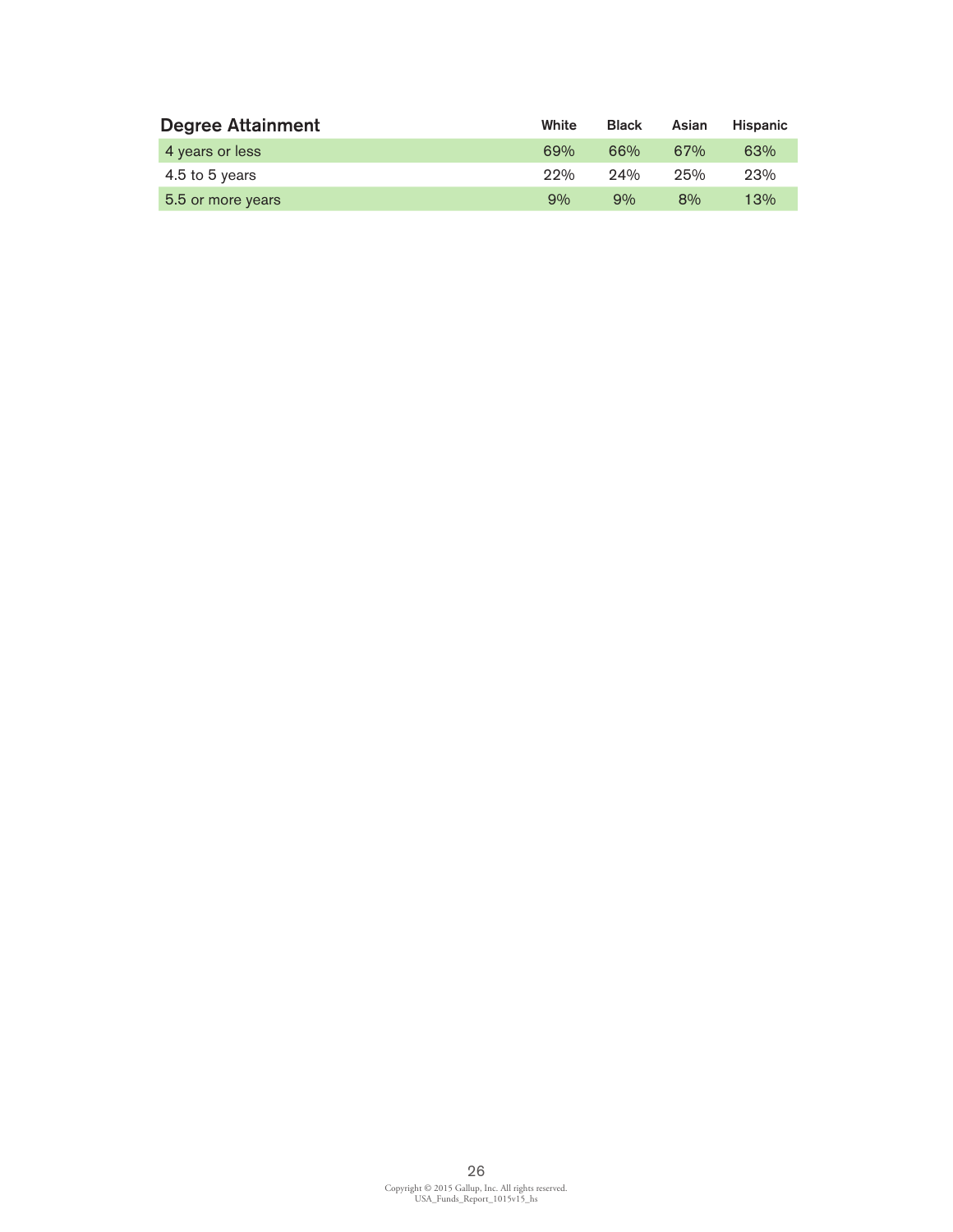| Degree Attainment | White | Black | Asian | Hispanic |
|---|---|---|---|---|
| 4 years or less | 69% | 66% | 67% | 63% |
| 4.5 to 5 years | 22% | 24% | 25% | 23% |
| 5.5 or more years | 9% | 9% | 8% | 13% |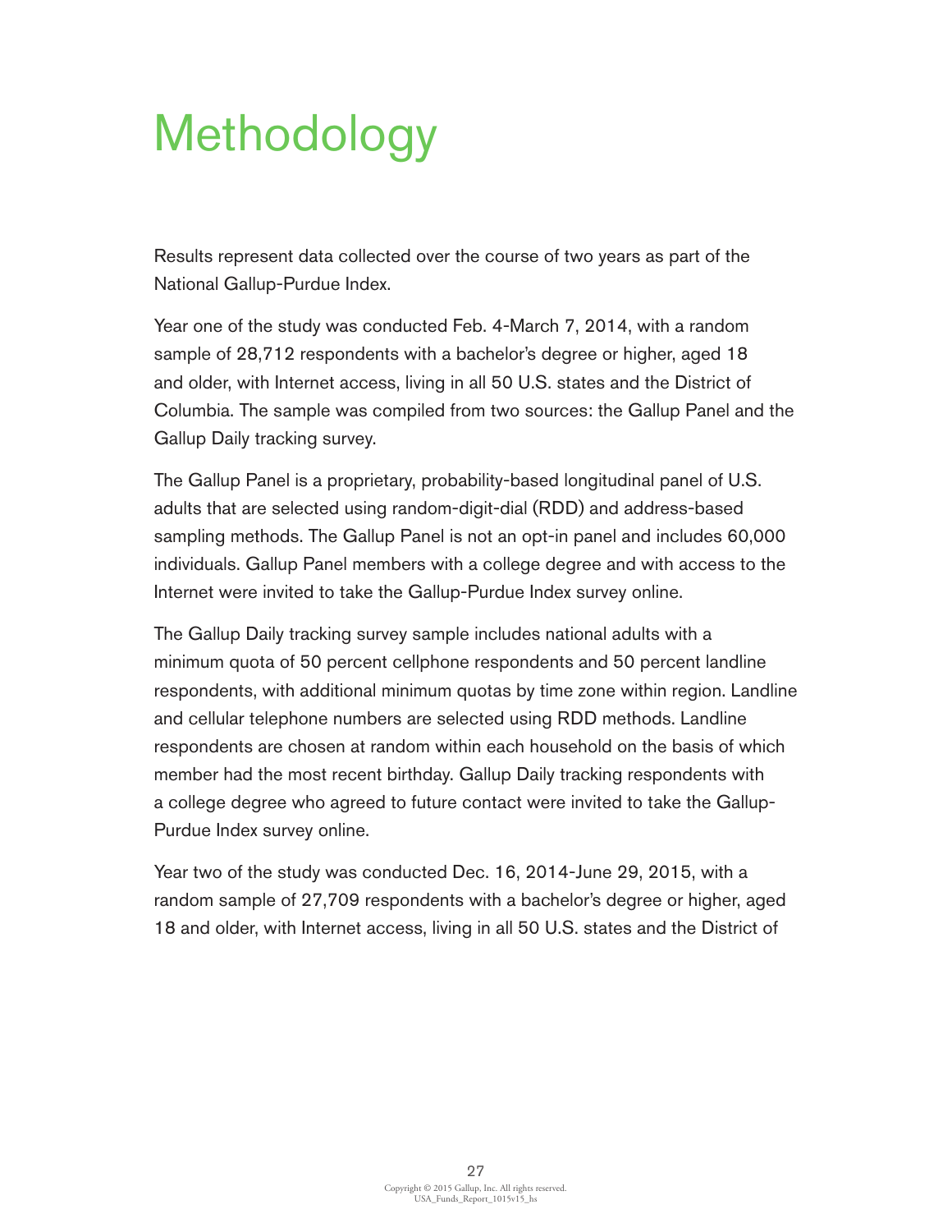# Methodology

Results represent data collected over the course of two years as part of the National Gallup-Purdue Index.

Year one of the study was conducted Feb. 4-March 7, 2014, with a random sample of 28,712 respondents with a bachelor's degree or higher, aged 18 and older, with Internet access, living in all 50 U.S. states and the District of Columbia. The sample was compiled from two sources: the Gallup Panel and the Gallup Daily tracking survey.

The Gallup Panel is a proprietary, probability-based longitudinal panel of U.S. adults that are selected using random-digit-dial (RDD) and address-based sampling methods. The Gallup Panel is not an opt-in panel and includes 60,000 individuals. Gallup Panel members with a college degree and with access to the Internet were invited to take the Gallup-Purdue Index survey online.

The Gallup Daily tracking survey sample includes national adults with a minimum quota of 50 percent cellphone respondents and 50 percent landline respondents, with additional minimum quotas by time zone within region. Landline and cellular telephone numbers are selected using RDD methods. Landline respondents are chosen at random within each household on the basis of which member had the most recent birthday. Gallup Daily tracking respondents with a college degree who agreed to future contact were invited to take the Gallup-Purdue Index survey online.

Year two of the study was conducted Dec. 16, 2014-June 29, 2015, with a random sample of 27,709 respondents with a bachelor's degree or higher, aged 18 and older, with Internet access, living in all 50 U.S. states and the District of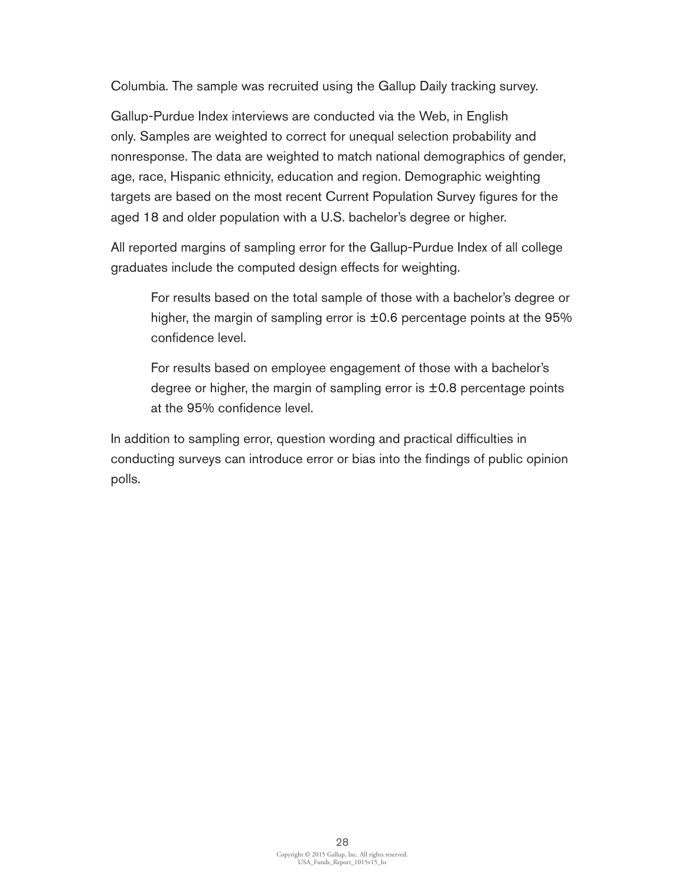Columbia. The sample was recruited using the Gallup Daily tracking survey.

Gallup-Purdue Index interviews are conducted via the Web, in English only. Samples are weighted to correct for unequal selection probability and nonresponse. The data are weighted to match national demographics of gender, age, race, Hispanic ethnicity, education and region. Demographic weighting targets are based on the most recent Current Population Survey figures for the aged 18 and older population with a U.S. bachelor's degree or higher.

All reported margins of sampling error for the Gallup-Purdue Index of all college graduates include the computed design effects for weighting.

> For results based on the total sample of those with a bachelor's degree or higher, the margin of sampling error is ±0.6 percentage points at the 95% confidence level.
>
> For results based on employee engagement of those with a bachelor's degree or higher, the margin of sampling error is ±0.8 percentage points at the 95% confidence level.

In addition to sampling error, question wording and practical difficulties in conducting surveys can introduce error or bias into the findings of public opinion polls.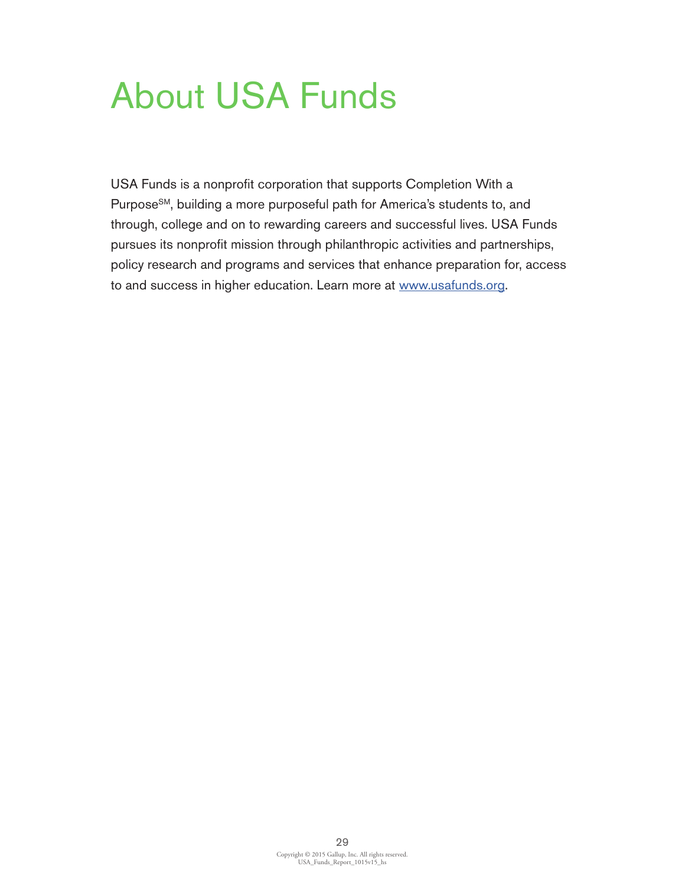# About USA Funds

USA Funds is a nonprofit corporation that supports Completion With a Purpose[SM], building a more purposeful path for America's students to, and through, college and on to rewarding careers and successful lives. USA Funds pursues its nonprofit mission through philanthropic activities and partnerships, policy research and programs and services that enhance preparation for, access to and success in higher education. Learn more at www.usafunds.org.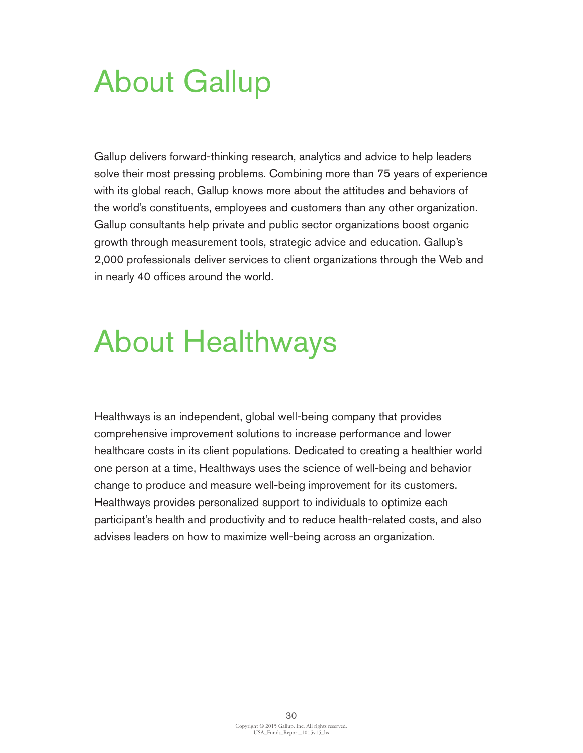# About Gallup

Gallup delivers forward-thinking research, analytics and advice to help leaders solve their most pressing problems. Combining more than 75 years of experience with its global reach, Gallup knows more about the attitudes and behaviors of the world's constituents, employees and customers than any other organization. Gallup consultants help private and public sector organizations boost organic growth through measurement tools, strategic advice and education. Gallup's 2,000 professionals deliver services to client organizations through the Web and in nearly 40 offices around the world.

# About Healthways

Healthways is an independent, global well-being company that provides comprehensive improvement solutions to increase performance and lower healthcare costs in its client populations. Dedicated to creating a healthier world one person at a time, Healthways uses the science of well-being and behavior change to produce and measure well-being improvement for its customers. Healthways provides personalized support to individuals to optimize each participant's health and productivity and to reduce health-related costs, and also advises leaders on how to maximize well-being across an organization.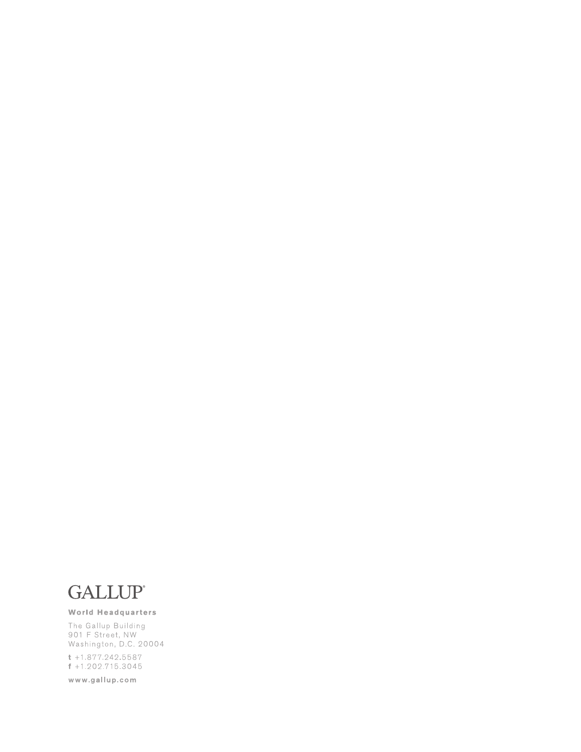GALLUP®

**World Headquarters**

The Gallup Building
901 F Street, NW
Washington, D.C. 20004

**t** +1.877.242.5587
**f** +1.202.715.3045

**www.gallup.com**